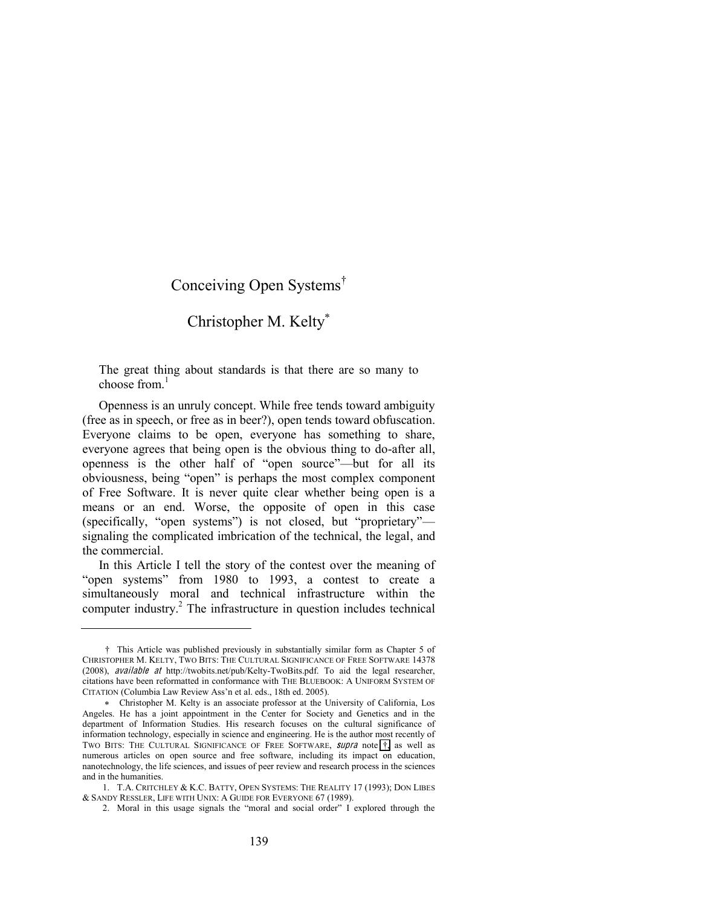# Conceiving Open Systems[†]

## Christopher M. Kelty[*]

> The great thing about standards is that there are so many to choose from.[1]

Openness is an unruly concept. While free tends toward ambiguity (free as in speech, or free as in beer?), open tends toward obfuscation. Everyone claims to be open, everyone has something to share, everyone agrees that being open is the obvious thing to do-after all, openness is the other half of "open source"—but for all its obviousness, being "open" is perhaps the most complex component of Free Software. It is never quite clear whether being open is a means or an end. Worse, the opposite of open in this case (specifically, "open systems") is not closed, but "proprietary"—signaling the complicated imbrication of the technical, the legal, and the commercial.

In this Article I tell the story of the contest over the meaning of "open systems" from 1980 to 1993, a contest to create a simultaneously moral and technical infrastructure within the computer industry.[2] The infrastructure in question includes technical

---

† This Article was published previously in substantially similar form as Chapter 5 of CHRISTOPHER M. KELTY, TWO BITS: THE CULTURAL SIGNIFICANCE OF FREE SOFTWARE 14378 (2008), *available at* http://twobits.net/pub/Kelty-TwoBits.pdf. To aid the legal researcher, citations have been reformatted in conformance with THE BLUEBOOK: A UNIFORM SYSTEM OF CITATION (Columbia Law Review Ass'n et al. eds., 18th ed. 2005).

\* Christopher M. Kelty is an associate professor at the University of California, Los Angeles. He has a joint appointment in the Center for Society and Genetics and in the department of Information Studies. His research focuses on the cultural significance of information technology, especially in science and engineering. He is the author most recently of TWO BITS: THE CULTURAL SIGNIFICANCE OF FREE SOFTWARE, *supra* note †, as well as numerous articles on open source and free software, including its impact on education, nanotechnology, the life sciences, and issues of peer review and research process in the sciences and in the humanities.

1. T.A. CRITCHLEY & K.C. BATTY, OPEN SYSTEMS: THE REALITY 17 (1993); DON LIBES & SANDY RESSLER, LIFE WITH UNIX: A GUIDE FOR EVERYONE 67 (1989).

2. Moral in this usage signals the "moral and social order" I explored through the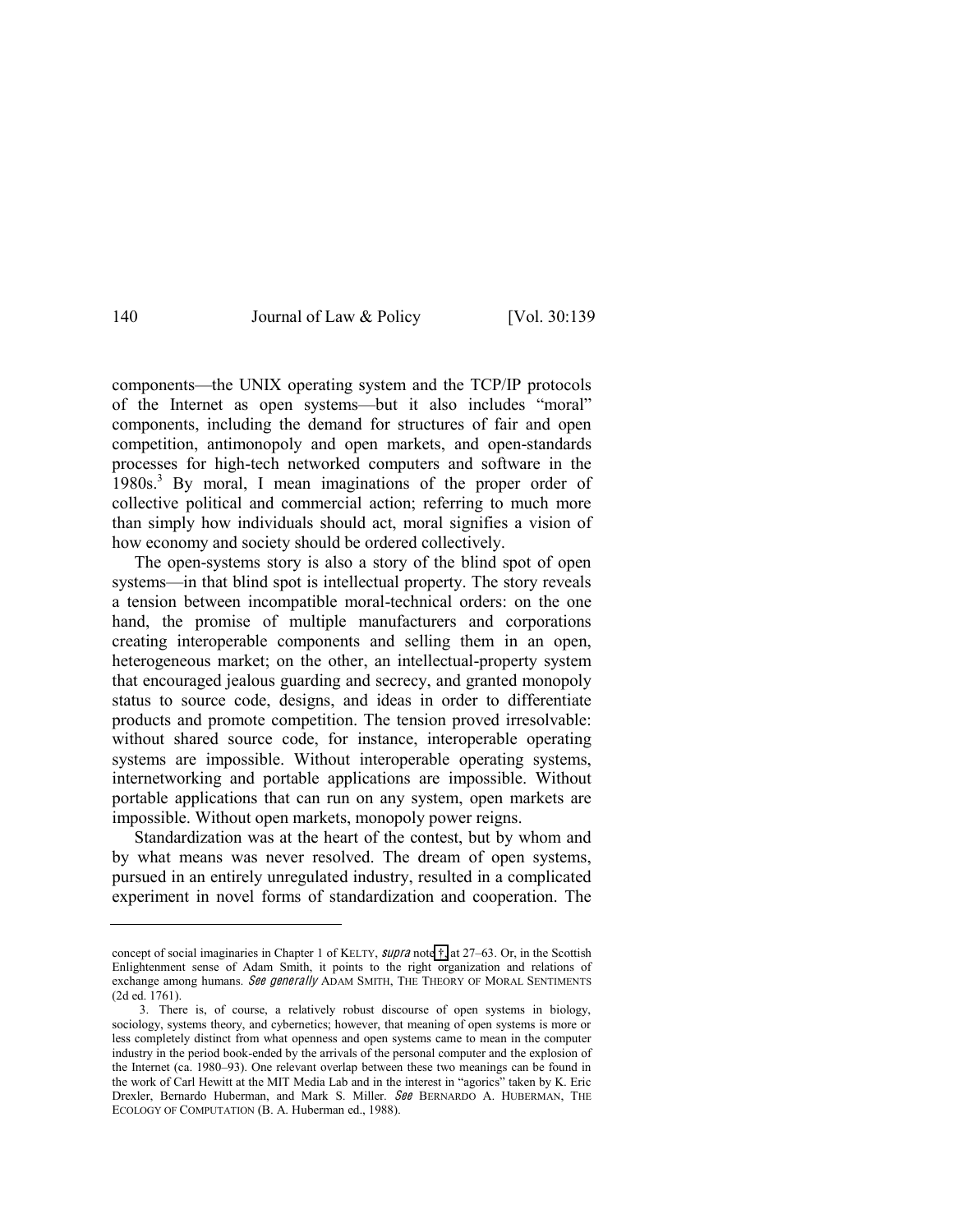components—the UNIX operating system and the TCP/IP protocols of the Internet as open systems—but it also includes "moral" components, including the demand for structures of fair and open competition, antimonopoly and open markets, and open-standards processes for high-tech networked computers and software in the 1980s.[3] By moral, I mean imaginations of the proper order of collective political and commercial action; referring to much more than simply how individuals should act, moral signifies a vision of how economy and society should be ordered collectively.

The open-systems story is also a story of the blind spot of open systems—in that blind spot is intellectual property. The story reveals a tension between incompatible moral-technical orders: on the one hand, the promise of multiple manufacturers and corporations creating interoperable components and selling them in an open, heterogeneous market; on the other, an intellectual-property system that encouraged jealous guarding and secrecy, and granted monopoly status to source code, designs, and ideas in order to differentiate products and promote competition. The tension proved irresolvable: without shared source code, for instance, interoperable operating systems are impossible. Without interoperable operating systems, internetworking and portable applications are impossible. Without portable applications that can run on any system, open markets are impossible. Without open markets, monopoly power reigns.

Standardization was at the heart of the contest, but by whom and by what means was never resolved. The dream of open systems, pursued in an entirely unregulated industry, resulted in a complicated experiment in novel forms of standardization and cooperation. The

---

concept of social imaginaries in Chapter 1 of KELTY, *supra* note †, at 27–63. Or, in the Scottish Enlightenment sense of Adam Smith, it points to the right organization and relations of exchange among humans. *See generally* ADAM SMITH, THE THEORY OF MORAL SENTIMENTS (2d ed. 1761).

3. There is, of course, a relatively robust discourse of open systems in biology, sociology, systems theory, and cybernetics; however, that meaning of open systems is more or less completely distinct from what openness and open systems came to mean in the computer industry in the period book-ended by the arrivals of the personal computer and the explosion of the Internet (ca. 1980–93). One relevant overlap between these two meanings can be found in the work of Carl Hewitt at the MIT Media Lab and in the interest in "agorics" taken by K. Eric Drexler, Bernardo Huberman, and Mark S. Miller. *See* BERNARDO A. HUBERMAN, THE ECOLOGY OF COMPUTATION (B. A. Huberman ed., 1988).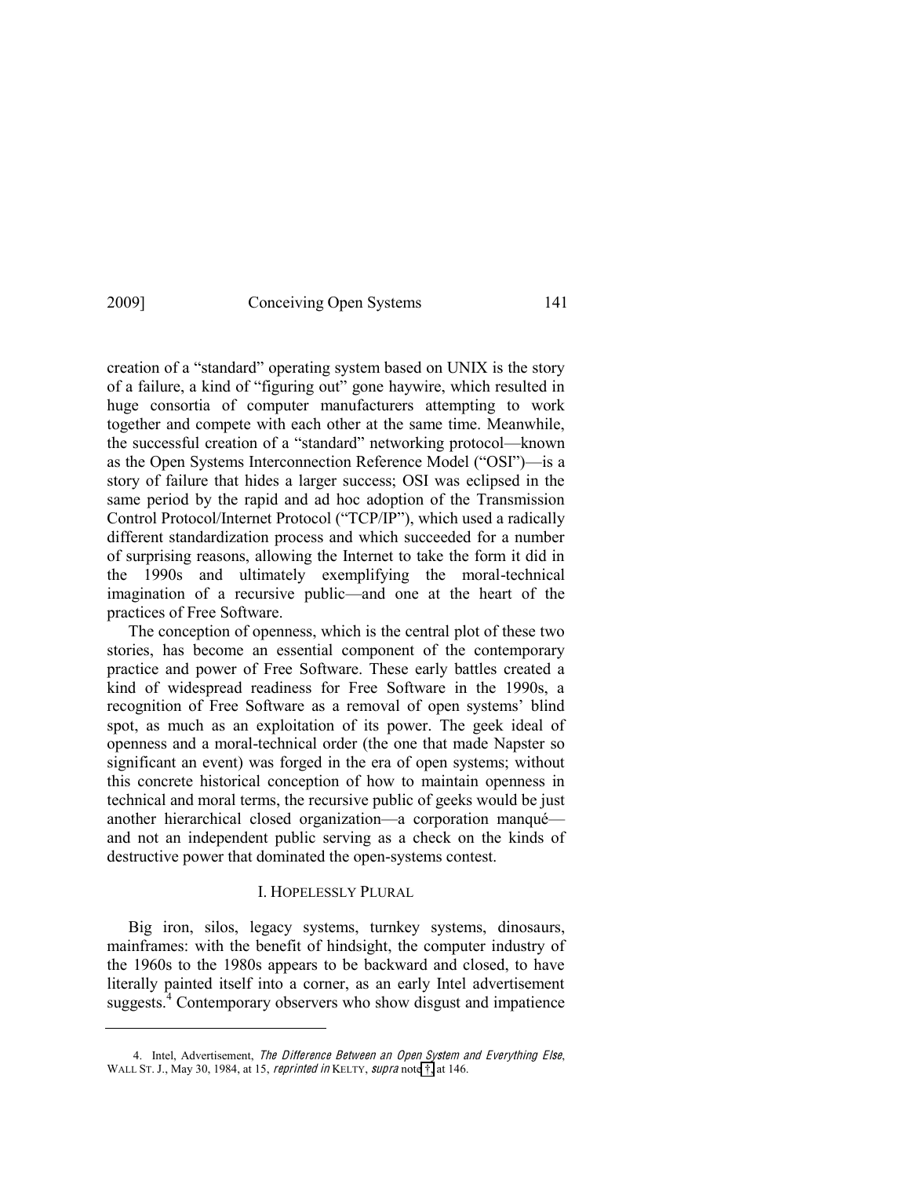creation of a "standard" operating system based on UNIX is the story of a failure, a kind of "figuring out" gone haywire, which resulted in huge consortia of computer manufacturers attempting to work together and compete with each other at the same time. Meanwhile, the successful creation of a "standard" networking protocol—known as the Open Systems Interconnection Reference Model ("OSI")—is a story of failure that hides a larger success; OSI was eclipsed in the same period by the rapid and ad hoc adoption of the Transmission Control Protocol/Internet Protocol ("TCP/IP"), which used a radically different standardization process and which succeeded for a number of surprising reasons, allowing the Internet to take the form it did in the 1990s and ultimately exemplifying the moral-technical imagination of a recursive public—and one at the heart of the practices of Free Software.

The conception of openness, which is the central plot of these two stories, has become an essential component of the contemporary practice and power of Free Software. These early battles created a kind of widespread readiness for Free Software in the 1990s, a recognition of Free Software as a removal of open systems' blind spot, as much as an exploitation of its power. The geek ideal of openness and a moral-technical order (the one that made Napster so significant an event) was forged in the era of open systems; without this concrete historical conception of how to maintain openness in technical and moral terms, the recursive public of geeks would be just another hierarchical closed organization—a corporation manqué—and not an independent public serving as a check on the kinds of destructive power that dominated the open-systems contest.

## I. HOPELESSLY PLURAL

Big iron, silos, legacy systems, turnkey systems, dinosaurs, mainframes: with the benefit of hindsight, the computer industry of the 1960s to the 1980s appears to be backward and closed, to have literally painted itself into a corner, as an early Intel advertisement suggests.[4] Contemporary observers who show disgust and impatience

---

4. Intel, Advertisement, *The Difference Between an Open System and Everything Else*, WALL ST. J., May 30, 1984, at 15, *reprinted in* KELTY, *supra* note †, at 146.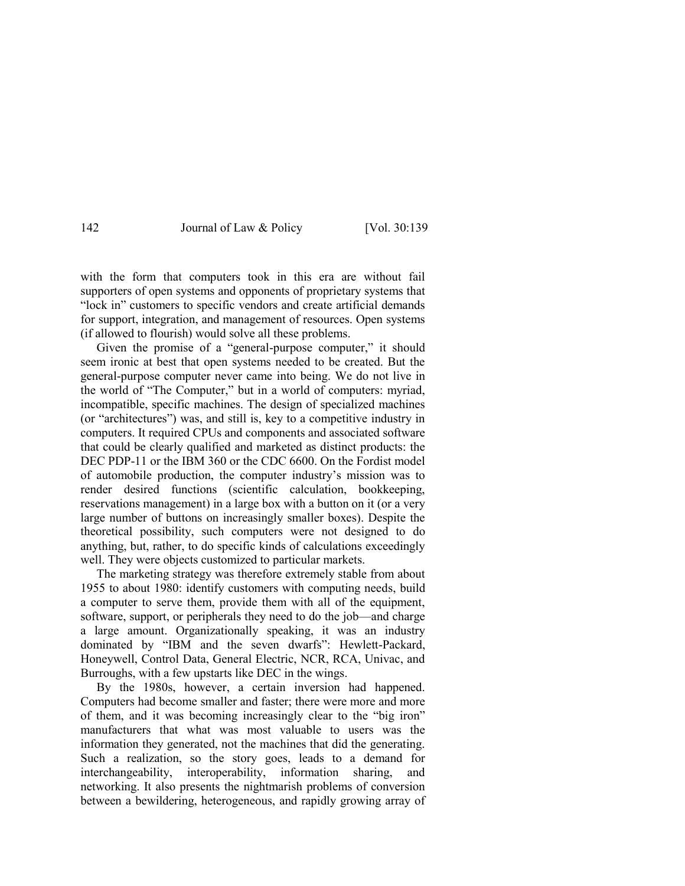with the form that computers took in this era are without fail supporters of open systems and opponents of proprietary systems that "lock in" customers to specific vendors and create artificial demands for support, integration, and management of resources. Open systems (if allowed to flourish) would solve all these problems.

Given the promise of a "general-purpose computer," it should seem ironic at best that open systems needed to be created. But the general-purpose computer never came into being. We do not live in the world of "The Computer," but in a world of computers: myriad, incompatible, specific machines. The design of specialized machines (or "architectures") was, and still is, key to a competitive industry in computers. It required CPUs and components and associated software that could be clearly qualified and marketed as distinct products: the DEC PDP-11 or the IBM 360 or the CDC 6600. On the Fordist model of automobile production, the computer industry's mission was to render desired functions (scientific calculation, bookkeeping, reservations management) in a large box with a button on it (or a very large number of buttons on increasingly smaller boxes). Despite the theoretical possibility, such computers were not designed to do anything, but, rather, to do specific kinds of calculations exceedingly well. They were objects customized to particular markets.

The marketing strategy was therefore extremely stable from about 1955 to about 1980: identify customers with computing needs, build a computer to serve them, provide them with all of the equipment, software, support, or peripherals they need to do the job—and charge a large amount. Organizationally speaking, it was an industry dominated by "IBM and the seven dwarfs": Hewlett-Packard, Honeywell, Control Data, General Electric, NCR, RCA, Univac, and Burroughs, with a few upstarts like DEC in the wings.

By the 1980s, however, a certain inversion had happened. Computers had become smaller and faster; there were more and more of them, and it was becoming increasingly clear to the "big iron" manufacturers that what was most valuable to users was the information they generated, not the machines that did the generating. Such a realization, so the story goes, leads to a demand for interchangeability, interoperability, information sharing, and networking. It also presents the nightmarish problems of conversion between a bewildering, heterogeneous, and rapidly growing array of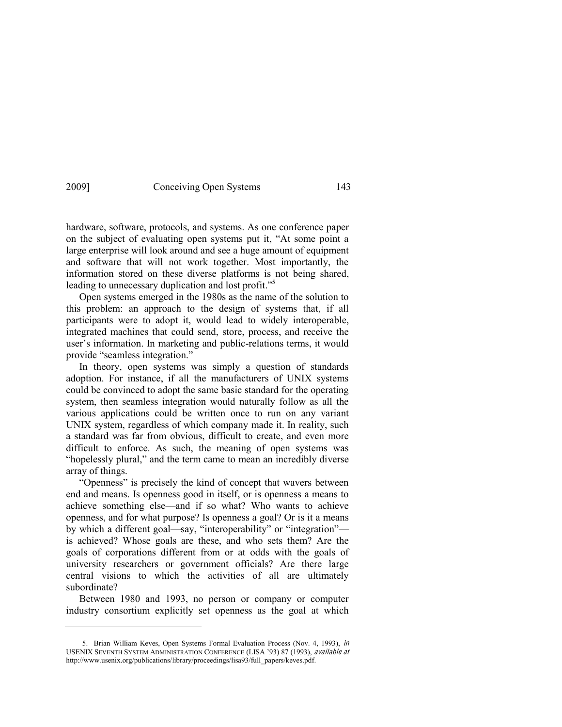hardware, software, protocols, and systems. As one conference paper on the subject of evaluating open systems put it, "At some point a large enterprise will look around and see a huge amount of equipment and software that will not work together. Most importantly, the information stored on these diverse platforms is not being shared, leading to unnecessary duplication and lost profit."[5]

Open systems emerged in the 1980s as the name of the solution to this problem: an approach to the design of systems that, if all participants were to adopt it, would lead to widely interoperable, integrated machines that could send, store, process, and receive the user's information. In marketing and public-relations terms, it would provide "seamless integration."

In theory, open systems was simply a question of standards adoption. For instance, if all the manufacturers of UNIX systems could be convinced to adopt the same basic standard for the operating system, then seamless integration would naturally follow as all the various applications could be written once to run on any variant UNIX system, regardless of which company made it. In reality, such a standard was far from obvious, difficult to create, and even more difficult to enforce. As such, the meaning of open systems was "hopelessly plural," and the term came to mean an incredibly diverse array of things.

"Openness" is precisely the kind of concept that wavers between end and means. Is openness good in itself, or is openness a means to achieve something else—and if so what? Who wants to achieve openness, and for what purpose? Is openness a goal? Or is it a means by which a different goal—say, "interoperability" or "integration"—is achieved? Whose goals are these, and who sets them? Are the goals of corporations different from or at odds with the goals of university researchers or government officials? Are there large central visions to which the activities of all are ultimately subordinate?

Between 1980 and 1993, no person or company or computer industry consortium explicitly set openness as the goal at which

---

5. Brian William Keves, Open Systems Formal Evaluation Process (Nov. 4, 1993), *in* USENIX SEVENTH SYSTEM ADMINISTRATION CONFERENCE (LISA '93) 87 (1993), *available at* http://www.usenix.org/publications/library/proceedings/lisa93/full_papers/keves.pdf.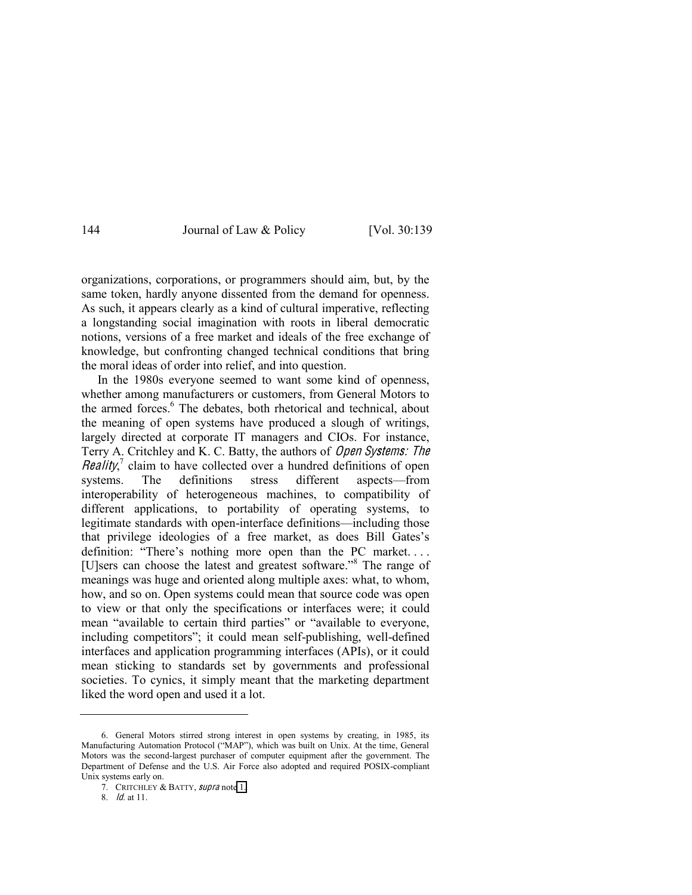organizations, corporations, or programmers should aim, but, by the same token, hardly anyone dissented from the demand for openness. As such, it appears clearly as a kind of cultural imperative, reflecting a longstanding social imagination with roots in liberal democratic notions, versions of a free market and ideals of the free exchange of knowledge, but confronting changed technical conditions that bring the moral ideas of order into relief, and into question.

In the 1980s everyone seemed to want some kind of openness, whether among manufacturers or customers, from General Motors to the armed forces.[6] The debates, both rhetorical and technical, about the meaning of open systems have produced a slough of writings, largely directed at corporate IT managers and CIOs. For instance, Terry A. Critchley and K. C. Batty, the authors of *Open Systems: The Reality*,[7] claim to have collected over a hundred definitions of open systems. The definitions stress different aspects—from interoperability of heterogeneous machines, to compatibility of different applications, to portability of operating systems, to legitimate standards with open-interface definitions—including those that privilege ideologies of a free market, as does Bill Gates's definition: "There's nothing more open than the PC market. . . . [U]sers can choose the latest and greatest software."[8] The range of meanings was huge and oriented along multiple axes: what, to whom, how, and so on. Open systems could mean that source code was open to view or that only the specifications or interfaces were; it could mean "available to certain third parties" or "available to everyone, including competitors"; it could mean self-publishing, well-defined interfaces and application programming interfaces (APIs), or it could mean sticking to standards set by governments and professional societies. To cynics, it simply meant that the marketing department liked the word open and used it a lot.

---

6. General Motors stirred strong interest in open systems by creating, in 1985, its Manufacturing Automation Protocol ("MAP"), which was built on Unix. At the time, General Motors was the second-largest purchaser of computer equipment after the government. The Department of Defense and the U.S. Air Force also adopted and required POSIX-compliant Unix systems early on.

7. CRITCHLEY & BATTY, *supra* note 1.

8. *Id.* at 11.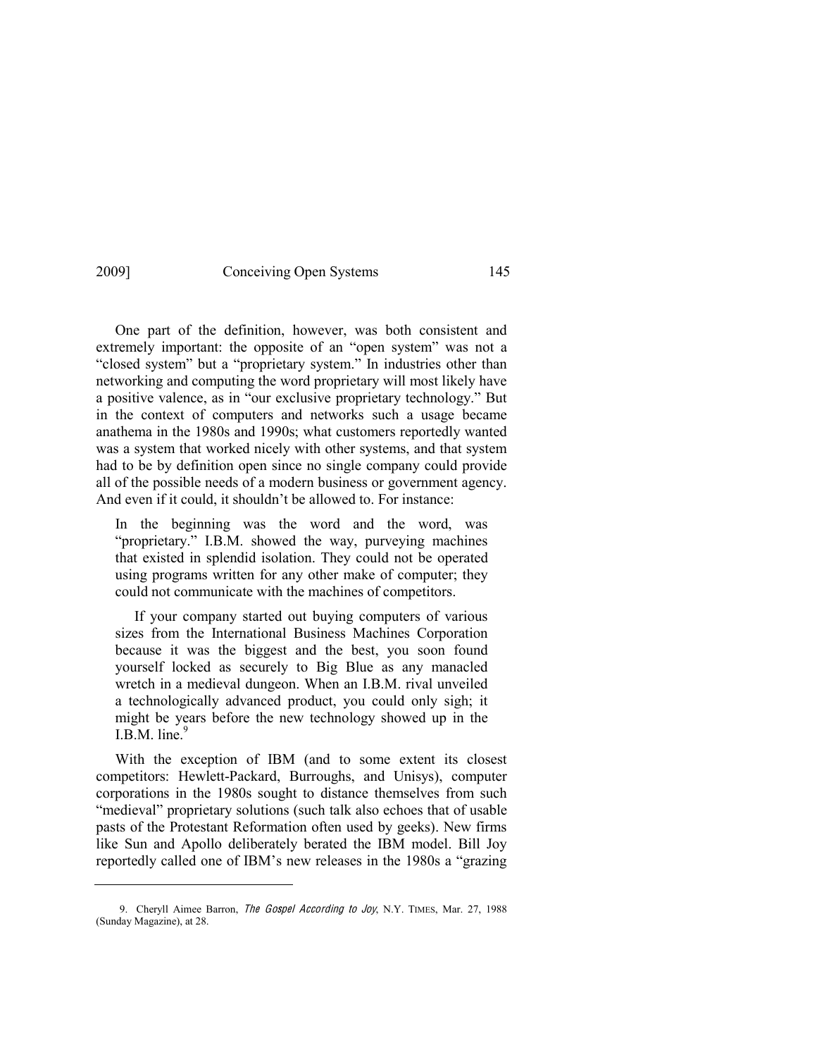One part of the definition, however, was both consistent and extremely important: the opposite of an "open system" was not a "closed system" but a "proprietary system." In industries other than networking and computing the word proprietary will most likely have a positive valence, as in "our exclusive proprietary technology." But in the context of computers and networks such a usage became anathema in the 1980s and 1990s; what customers reportedly wanted was a system that worked nicely with other systems, and that system had to be by definition open since no single company could provide all of the possible needs of a modern business or government agency. And even if it could, it shouldn't be allowed to. For instance:

> In the beginning was the word and the word, was "proprietary." I.B.M. showed the way, purveying machines that existed in splendid isolation. They could not be operated using programs written for any other make of computer; they could not communicate with the machines of competitors.
>
> If your company started out buying computers of various sizes from the International Business Machines Corporation because it was the biggest and the best, you soon found yourself locked as securely to Big Blue as any manacled wretch in a medieval dungeon. When an I.B.M. rival unveiled a technologically advanced product, you could only sigh; it might be years before the new technology showed up in the I.B.M. line.[9]

With the exception of IBM (and to some extent its closest competitors: Hewlett-Packard, Burroughs, and Unisys), computer corporations in the 1980s sought to distance themselves from such "medieval" proprietary solutions (such talk also echoes that of usable pasts of the Protestant Reformation often used by geeks). New firms like Sun and Apollo deliberately berated the IBM model. Bill Joy reportedly called one of IBM's new releases in the 1980s a "grazing

---

9. Cheryll Aimee Barron, *The Gospel According to Joy*, N.Y. TIMES, Mar. 27, 1988 (Sunday Magazine), at 28.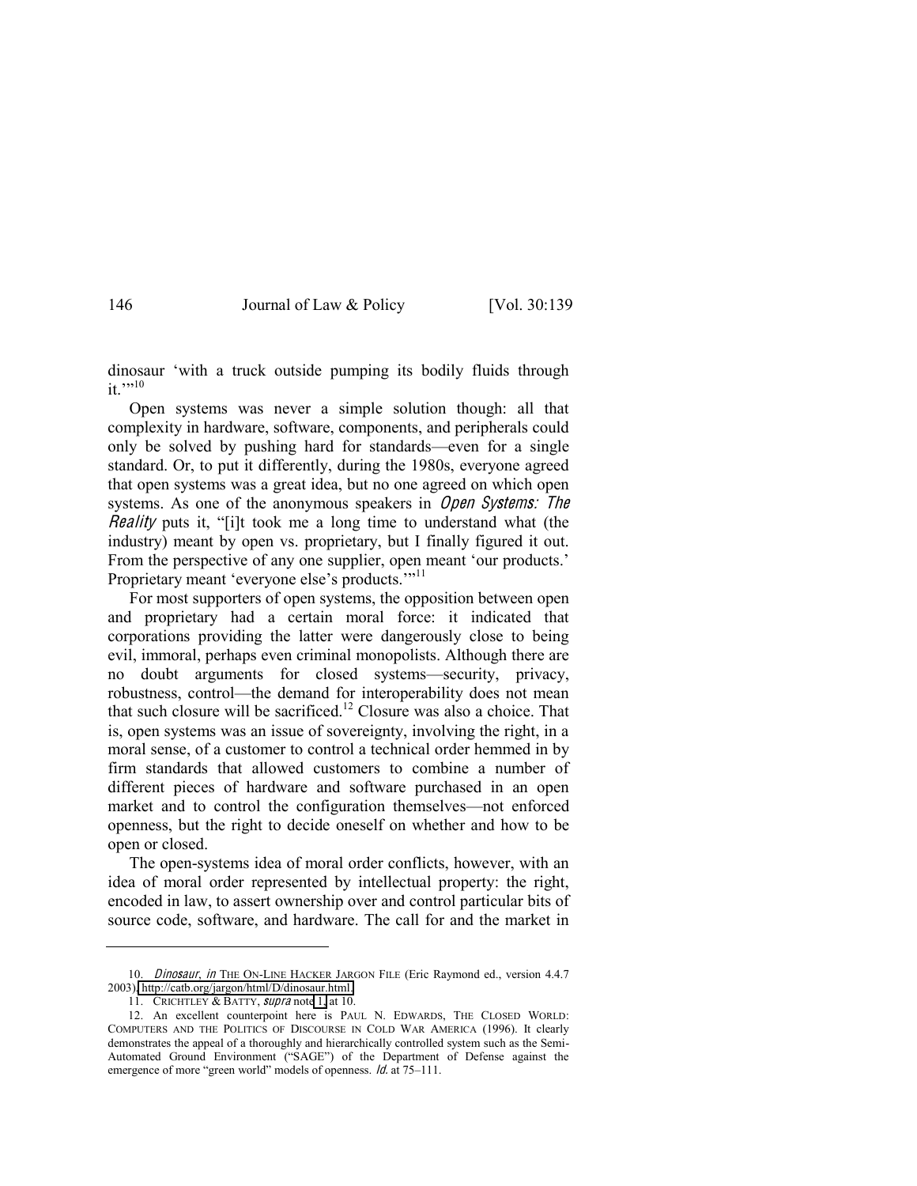dinosaur 'with a truck outside pumping its bodily fluids through it.'"[10]

Open systems was never a simple solution though: all that complexity in hardware, software, components, and peripherals could only be solved by pushing hard for standards—even for a single standard. Or, to put it differently, during the 1980s, everyone agreed that open systems was a great idea, but no one agreed on which open systems. As one of the anonymous speakers in *Open Systems: The Reality* puts it, "[i]t took me a long time to understand what (the industry) meant by open vs. proprietary, but I finally figured it out. From the perspective of any one supplier, open meant 'our products.' Proprietary meant 'everyone else's products.'"[11]

For most supporters of open systems, the opposition between open and proprietary had a certain moral force: it indicated that corporations providing the latter were dangerously close to being evil, immoral, perhaps even criminal monopolists. Although there are no doubt arguments for closed systems—security, privacy, robustness, control—the demand for interoperability does not mean that such closure will be sacrificed.[12] Closure was also a choice. That is, open systems was an issue of sovereignty, involving the right, in a moral sense, of a customer to control a technical order hemmed in by firm standards that allowed customers to combine a number of different pieces of hardware and software purchased in an open market and to control the configuration themselves—not enforced openness, but the right to decide oneself on whether and how to be open or closed.

The open-systems idea of moral order conflicts, however, with an idea of moral order represented by intellectual property: the right, encoded in law, to assert ownership over and control particular bits of source code, software, and hardware. The call for and the market in

---

10. *Dinosaur*, *in* THE ON-LINE HACKER JARGON FILE (Eric Raymond ed., version 4.4.7 2003), http://catb.org/jargon/html/D/dinosaur.html.

11. CRICHTLEY & BATTY, *supra* note 1, at 10.

12. An excellent counterpoint here is PAUL N. EDWARDS, THE CLOSED WORLD: COMPUTERS AND THE POLITICS OF DISCOURSE IN COLD WAR AMERICA (1996). It clearly demonstrates the appeal of a thoroughly and hierarchically controlled system such as the Semi-Automated Ground Environment ("SAGE") of the Department of Defense against the emergence of more "green world" models of openness. *Id.* at 75–111.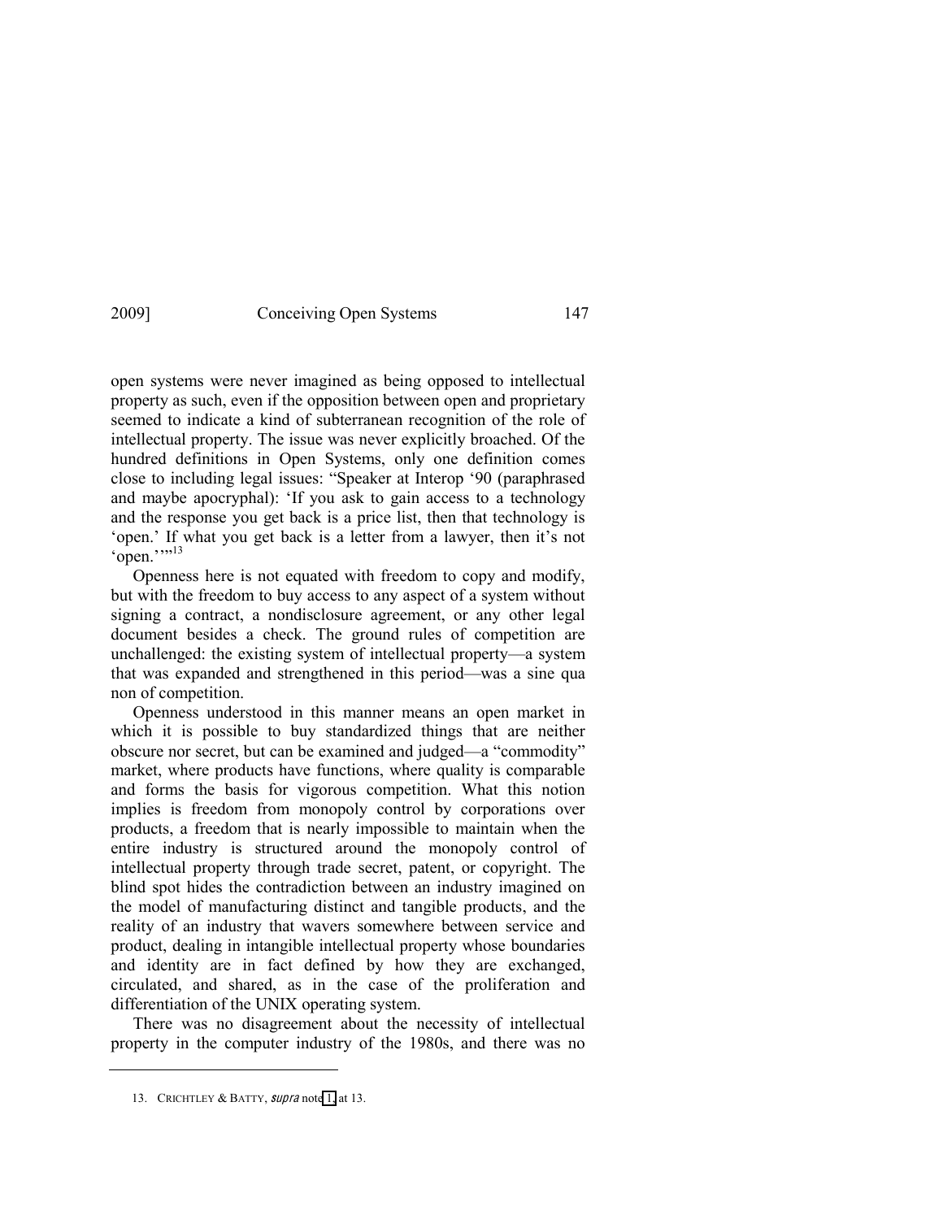open systems were never imagined as being opposed to intellectual property as such, even if the opposition between open and proprietary seemed to indicate a kind of subterranean recognition of the role of intellectual property. The issue was never explicitly broached. Of the hundred definitions in Open Systems, only one definition comes close to including legal issues: "Speaker at Interop '90 (paraphrased and maybe apocryphal): 'If you ask to gain access to a technology and the response you get back is a price list, then that technology is 'open.' If what you get back is a letter from a lawyer, then it's not 'open.''"[13]

Openness here is not equated with freedom to copy and modify, but with the freedom to buy access to any aspect of a system without signing a contract, a nondisclosure agreement, or any other legal document besides a check. The ground rules of competition are unchallenged: the existing system of intellectual property—a system that was expanded and strengthened in this period—was a sine qua non of competition.

Openness understood in this manner means an open market in which it is possible to buy standardized things that are neither obscure nor secret, but can be examined and judged—a "commodity" market, where products have functions, where quality is comparable and forms the basis for vigorous competition. What this notion implies is freedom from monopoly control by corporations over products, a freedom that is nearly impossible to maintain when the entire industry is structured around the monopoly control of intellectual property through trade secret, patent, or copyright. The blind spot hides the contradiction between an industry imagined on the model of manufacturing distinct and tangible products, and the reality of an industry that wavers somewhere between service and product, dealing in intangible intellectual property whose boundaries and identity are in fact defined by how they are exchanged, circulated, and shared, as in the case of the proliferation and differentiation of the UNIX operating system.

There was no disagreement about the necessity of intellectual property in the computer industry of the 1980s, and there was no

---

13. CRICHTLEY & BATTY, *supra* note 1, at 13.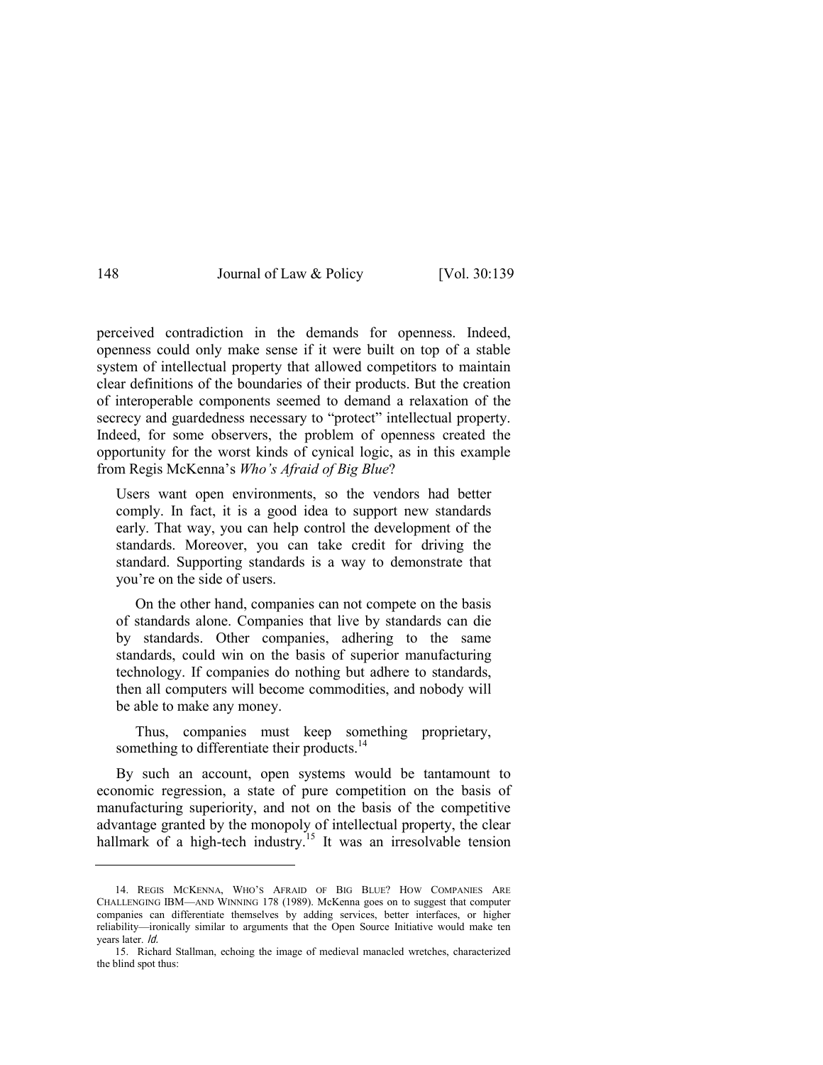perceived contradiction in the demands for openness. Indeed, openness could only make sense if it were built on top of a stable system of intellectual property that allowed competitors to maintain clear definitions of the boundaries of their products. But the creation of interoperable components seemed to demand a relaxation of the secrecy and guardedness necessary to "protect" intellectual property. Indeed, for some observers, the problem of openness created the opportunity for the worst kinds of cynical logic, as in this example from Regis McKenna's *Who's Afraid of Big Blue*?

> Users want open environments, so the vendors had better comply. In fact, it is a good idea to support new standards early. That way, you can help control the development of the standards. Moreover, you can take credit for driving the standard. Supporting standards is a way to demonstrate that you're on the side of users.
>
> On the other hand, companies can not compete on the basis of standards alone. Companies that live by standards can die by standards. Other companies, adhering to the same standards, could win on the basis of superior manufacturing technology. If companies do nothing but adhere to standards, then all computers will become commodities, and nobody will be able to make any money.
>
> Thus, companies must keep something proprietary, something to differentiate their products.[14]

By such an account, open systems would be tantamount to economic regression, a state of pure competition on the basis of manufacturing superiority, and not on the basis of the competitive advantage granted by the monopoly of intellectual property, the clear hallmark of a high-tech industry.[15] It was an irresolvable tension

---

14. REGIS MCKENNA, WHO'S AFRAID OF BIG BLUE? HOW COMPANIES ARE CHALLENGING IBM—AND WINNING 178 (1989). McKenna goes on to suggest that computer companies can differentiate themselves by adding services, better interfaces, or higher reliability—ironically similar to arguments that the Open Source Initiative would make ten years later. *Id.*

15. Richard Stallman, echoing the image of medieval manacled wretches, characterized the blind spot thus: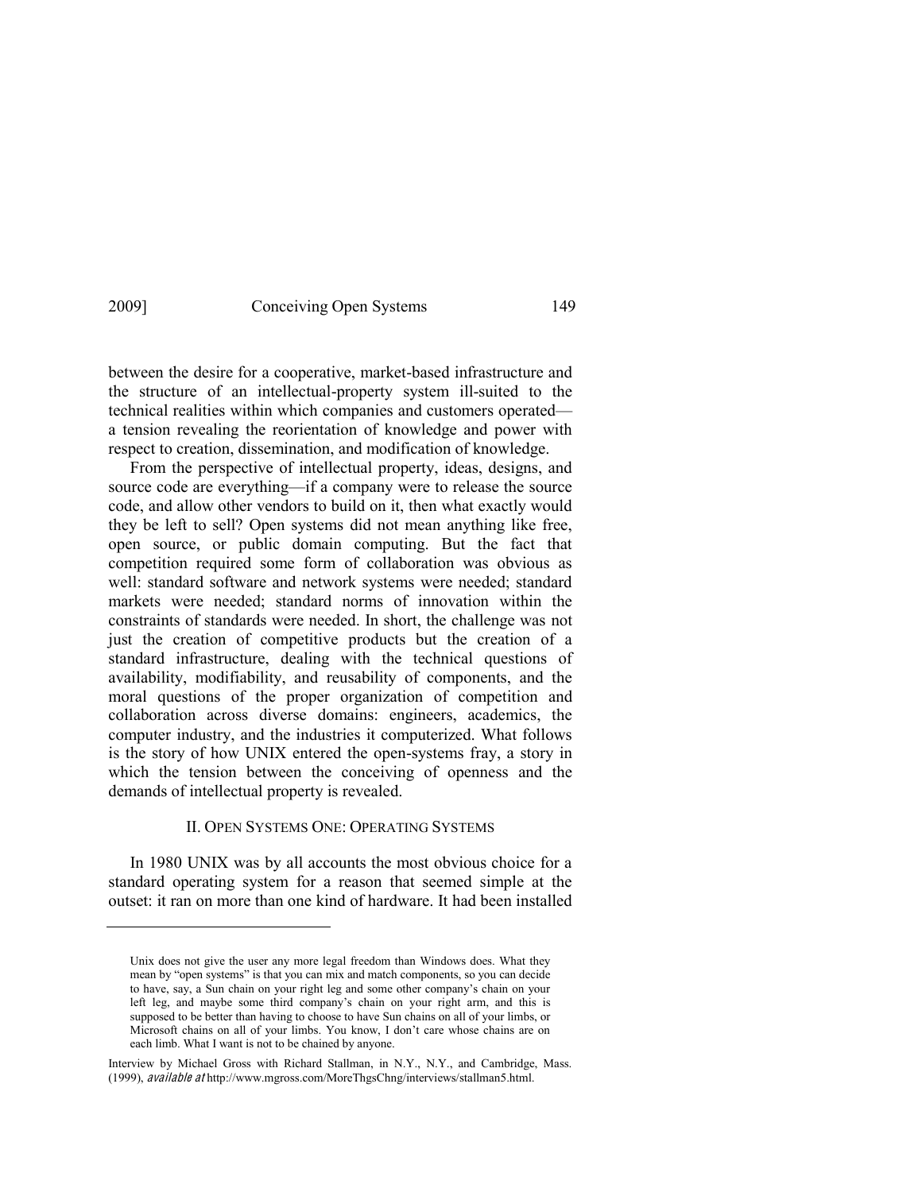between the desire for a cooperative, market-based infrastructure and the structure of an intellectual-property system ill-suited to the technical realities within which companies and customers operated—a tension revealing the reorientation of knowledge and power with respect to creation, dissemination, and modification of knowledge.

From the perspective of intellectual property, ideas, designs, and source code are everything—if a company were to release the source code, and allow other vendors to build on it, then what exactly would they be left to sell? Open systems did not mean anything like free, open source, or public domain computing. But the fact that competition required some form of collaboration was obvious as well: standard software and network systems were needed; standard markets were needed; standard norms of innovation within the constraints of standards were needed. In short, the challenge was not just the creation of competitive products but the creation of a standard infrastructure, dealing with the technical questions of availability, modifiability, and reusability of components, and the moral questions of the proper organization of competition and collaboration across diverse domains: engineers, academics, the computer industry, and the industries it computerized. What follows is the story of how UNIX entered the open-systems fray, a story in which the tension between the conceiving of openness and the demands of intellectual property is revealed.

## II. Open Systems One: Operating Systems

In 1980 UNIX was by all accounts the most obvious choice for a standard operating system for a reason that seemed simple at the outset: it ran on more than one kind of hardware. It had been installed

---

> Unix does not give the user any more legal freedom than Windows does. What they mean by "open systems" is that you can mix and match components, so you can decide to have, say, a Sun chain on your right leg and some other company's chain on your left leg, and maybe some third company's chain on your right arm, and this is supposed to be better than having to choose to have Sun chains on all of your limbs, or Microsoft chains on all of your limbs. You know, I don't care whose chains are on each limb. What I want is not to be chained by anyone.

Interview by Michael Gross with Richard Stallman, in N.Y., N.Y., and Cambridge, Mass. (1999), *available at* http://www.mgross.com/MoreThgsChng/interviews/stallman5.html.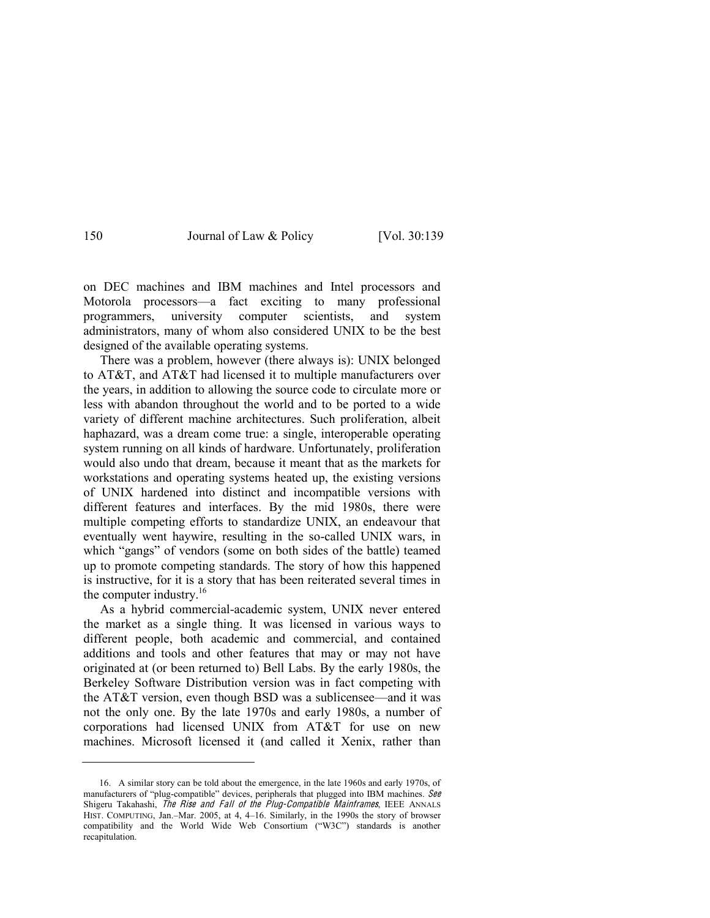on DEC machines and IBM machines and Intel processors and Motorola processors—a fact exciting to many professional programmers, university computer scientists, and system administrators, many of whom also considered UNIX to be the best designed of the available operating systems.

There was a problem, however (there always is): UNIX belonged to AT&T, and AT&T had licensed it to multiple manufacturers over the years, in addition to allowing the source code to circulate more or less with abandon throughout the world and to be ported to a wide variety of different machine architectures. Such proliferation, albeit haphazard, was a dream come true: a single, interoperable operating system running on all kinds of hardware. Unfortunately, proliferation would also undo that dream, because it meant that as the markets for workstations and operating systems heated up, the existing versions of UNIX hardened into distinct and incompatible versions with different features and interfaces. By the mid 1980s, there were multiple competing efforts to standardize UNIX, an endeavour that eventually went haywire, resulting in the so-called UNIX wars, in which "gangs" of vendors (some on both sides of the battle) teamed up to promote competing standards. The story of how this happened is instructive, for it is a story that has been reiterated several times in the computer industry.[16]

As a hybrid commercial-academic system, UNIX never entered the market as a single thing. It was licensed in various ways to different people, both academic and commercial, and contained additions and tools and other features that may or may not have originated at (or been returned to) Bell Labs. By the early 1980s, the Berkeley Software Distribution version was in fact competing with the AT&T version, even though BSD was a sublicensee—and it was not the only one. By the late 1970s and early 1980s, a number of corporations had licensed UNIX from AT&T for use on new machines. Microsoft licensed it (and called it Xenix, rather than

---

16. A similar story can be told about the emergence, in the late 1960s and early 1970s, of manufacturers of "plug-compatible" devices, peripherals that plugged into IBM machines. *See* Shigeru Takahashi, *The Rise and Fall of the Plug-Compatible Mainframes*, IEEE ANNALS HIST. COMPUTING, Jan.–Mar. 2005, at 4, 4–16. Similarly, in the 1990s the story of browser compatibility and the World Wide Web Consortium ("W3C") standards is another recapitulation.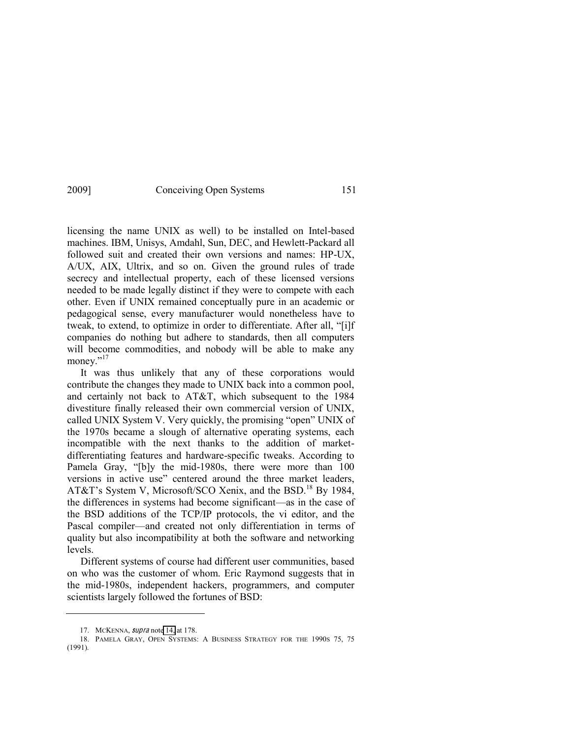licensing the name UNIX as well) to be installed on Intel-based machines. IBM, Unisys, Amdahl, Sun, DEC, and Hewlett-Packard all followed suit and created their own versions and names: HP-UX, A/UX, AIX, Ultrix, and so on. Given the ground rules of trade secrecy and intellectual property, each of these licensed versions needed to be made legally distinct if they were to compete with each other. Even if UNIX remained conceptually pure in an academic or pedagogical sense, every manufacturer would nonetheless have to tweak, to extend, to optimize in order to differentiate. After all, "[i]f companies do nothing but adhere to standards, then all computers will become commodities, and nobody will be able to make any money."[17]

It was thus unlikely that any of these corporations would contribute the changes they made to UNIX back into a common pool, and certainly not back to AT&T, which subsequent to the 1984 divestiture finally released their own commercial version of UNIX, called UNIX System V. Very quickly, the promising "open" UNIX of the 1970s became a slough of alternative operating systems, each incompatible with the next thanks to the addition of market-differentiating features and hardware-specific tweaks. According to Pamela Gray, "[b]y the mid-1980s, there were more than 100 versions in active use" centered around the three market leaders, AT&T's System V, Microsoft/SCO Xenix, and the BSD.[18] By 1984, the differences in systems had become significant—as in the case of the BSD additions of the TCP/IP protocols, the vi editor, and the Pascal compiler—and created not only differentiation in terms of quality but also incompatibility at both the software and networking levels.

Different systems of course had different user communities, based on who was the customer of whom. Eric Raymond suggests that in the mid-1980s, independent hackers, programmers, and computer scientists largely followed the fortunes of BSD:

---

17. MCKENNA, *supra* note 14, at 178.

18. PAMELA GRAY, OPEN SYSTEMS: A BUSINESS STRATEGY FOR THE 1990S 75, 75 (1991).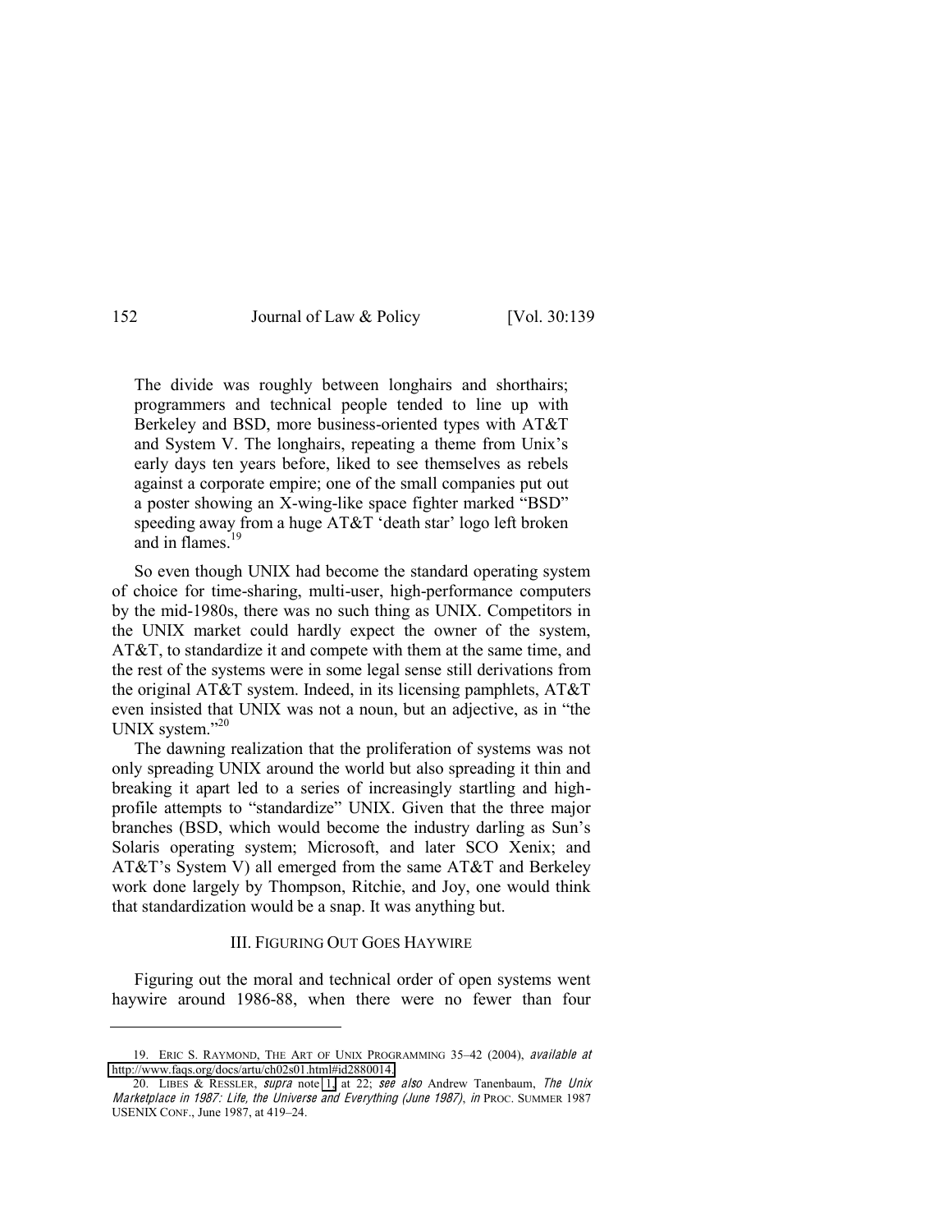> The divide was roughly between longhairs and shorthairs; programmers and technical people tended to line up with Berkeley and BSD, more business-oriented types with AT&T and System V. The longhairs, repeating a theme from Unix's early days ten years before, liked to see themselves as rebels against a corporate empire; one of the small companies put out a poster showing an X-wing-like space fighter marked "BSD" speeding away from a huge AT&T 'death star' logo left broken and in flames.[19]

So even though UNIX had become the standard operating system of choice for time-sharing, multi-user, high-performance computers by the mid-1980s, there was no such thing as UNIX. Competitors in the UNIX market could hardly expect the owner of the system, AT&T, to standardize it and compete with them at the same time, and the rest of the systems were in some legal sense still derivations from the original AT&T system. Indeed, in its licensing pamphlets, AT&T even insisted that UNIX was not a noun, but an adjective, as in "the UNIX system."[20]

The dawning realization that the proliferation of systems was not only spreading UNIX around the world but also spreading it thin and breaking it apart led to a series of increasingly startling and high-profile attempts to "standardize" UNIX. Given that the three major branches (BSD, which would become the industry darling as Sun's Solaris operating system; Microsoft, and later SCO Xenix; and AT&T's System V) all emerged from the same AT&T and Berkeley work done largely by Thompson, Ritchie, and Joy, one would think that standardization would be a snap. It was anything but.

## III. FIGURING OUT GOES HAYWIRE

Figuring out the moral and technical order of open systems went haywire around 1986-88, when there were no fewer than four

---

19. ERIC S. RAYMOND, THE ART OF UNIX PROGRAMMING 35–42 (2004), *available at* http://www.faqs.org/docs/artu/ch02s01.html#id2880014.

20. LIBES & RESSLER, *supra* note 1, at 22; *see also* Andrew Tanenbaum, *The Unix Marketplace in 1987: Life, the Universe and Everything (June 1987)*, *in* PROC. SUMMER 1987 USENIX CONF., June 1987, at 419–24.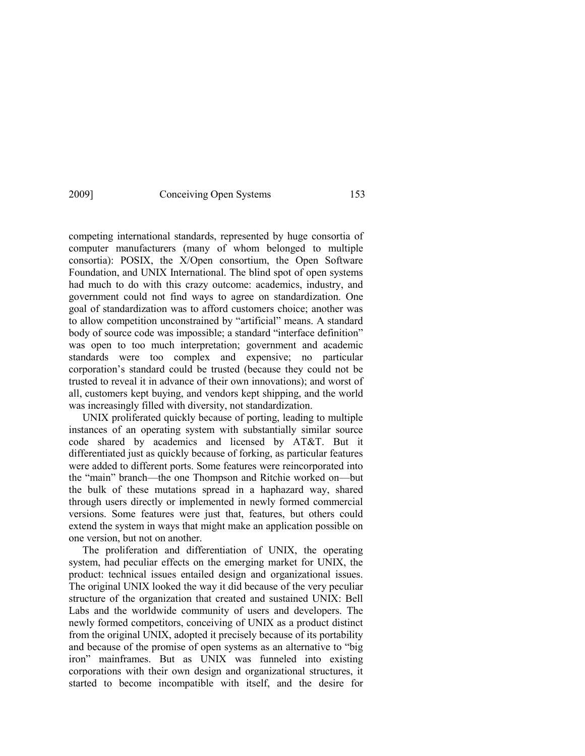competing international standards, represented by huge consortia of computer manufacturers (many of whom belonged to multiple consortia): POSIX, the X/Open consortium, the Open Software Foundation, and UNIX International. The blind spot of open systems had much to do with this crazy outcome: academics, industry, and government could not find ways to agree on standardization. One goal of standardization was to afford customers choice; another was to allow competition unconstrained by "artificial" means. A standard body of source code was impossible; a standard "interface definition" was open to too much interpretation; government and academic standards were too complex and expensive; no particular corporation's standard could be trusted (because they could not be trusted to reveal it in advance of their own innovations); and worst of all, customers kept buying, and vendors kept shipping, and the world was increasingly filled with diversity, not standardization.

UNIX proliferated quickly because of porting, leading to multiple instances of an operating system with substantially similar source code shared by academics and licensed by AT&T. But it differentiated just as quickly because of forking, as particular features were added to different ports. Some features were reincorporated into the "main" branch—the one Thompson and Ritchie worked on—but the bulk of these mutations spread in a haphazard way, shared through users directly or implemented in newly formed commercial versions. Some features were just that, features, but others could extend the system in ways that might make an application possible on one version, but not on another.

The proliferation and differentiation of UNIX, the operating system, had peculiar effects on the emerging market for UNIX, the product: technical issues entailed design and organizational issues. The original UNIX looked the way it did because of the very peculiar structure of the organization that created and sustained UNIX: Bell Labs and the worldwide community of users and developers. The newly formed competitors, conceiving of UNIX as a product distinct from the original UNIX, adopted it precisely because of its portability and because of the promise of open systems as an alternative to "big iron" mainframes. But as UNIX was funneled into existing corporations with their own design and organizational structures, it started to become incompatible with itself, and the desire for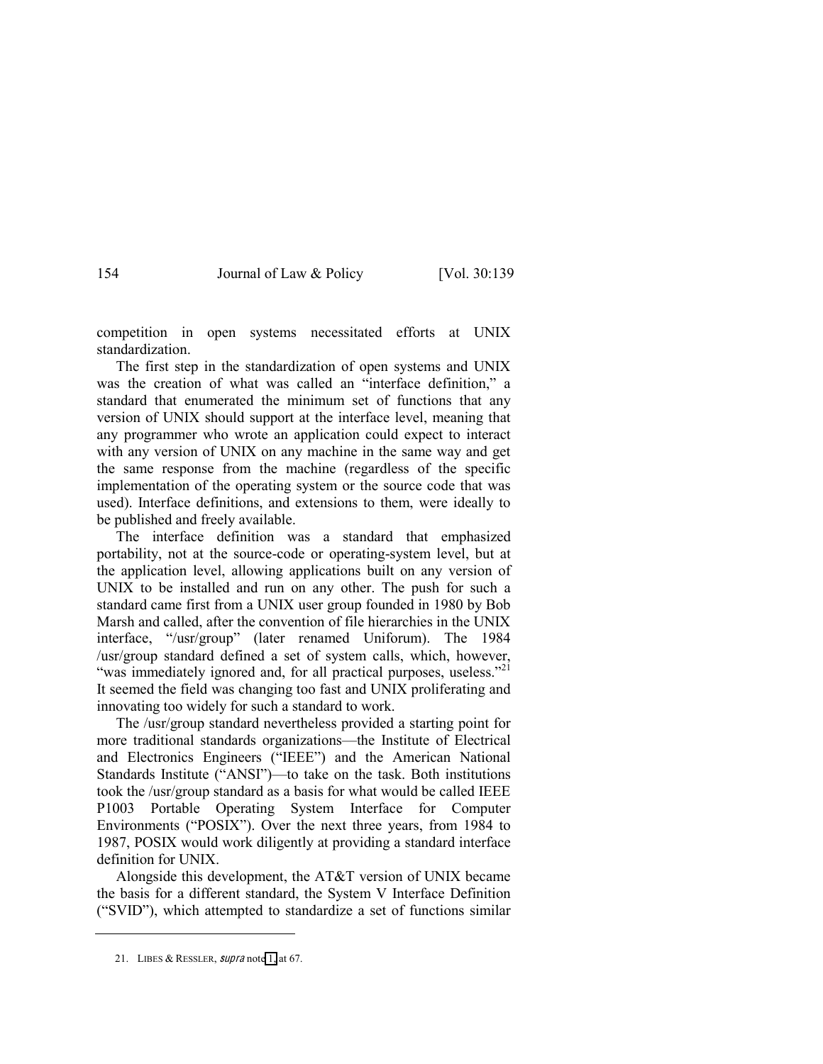competition in open systems necessitated efforts at UNIX standardization.

The first step in the standardization of open systems and UNIX was the creation of what was called an "interface definition," a standard that enumerated the minimum set of functions that any version of UNIX should support at the interface level, meaning that any programmer who wrote an application could expect to interact with any version of UNIX on any machine in the same way and get the same response from the machine (regardless of the specific implementation of the operating system or the source code that was used). Interface definitions, and extensions to them, were ideally to be published and freely available.

The interface definition was a standard that emphasized portability, not at the source-code or operating-system level, but at the application level, allowing applications built on any version of UNIX to be installed and run on any other. The push for such a standard came first from a UNIX user group founded in 1980 by Bob Marsh and called, after the convention of file hierarchies in the UNIX interface, "/usr/group" (later renamed Uniforum). The 1984 /usr/group standard defined a set of system calls, which, however, "was immediately ignored and, for all practical purposes, useless."[21] It seemed the field was changing too fast and UNIX proliferating and innovating too widely for such a standard to work.

The /usr/group standard nevertheless provided a starting point for more traditional standards organizations—the Institute of Electrical and Electronics Engineers ("IEEE") and the American National Standards Institute ("ANSI")—to take on the task. Both institutions took the /usr/group standard as a basis for what would be called IEEE P1003 Portable Operating System Interface for Computer Environments ("POSIX"). Over the next three years, from 1984 to 1987, POSIX would work diligently at providing a standard interface definition for UNIX.

Alongside this development, the AT&T version of UNIX became the basis for a different standard, the System V Interface Definition ("SVID"), which attempted to standardize a set of functions similar

21. LIBES & RESSLER, *supra* note 1, at 67.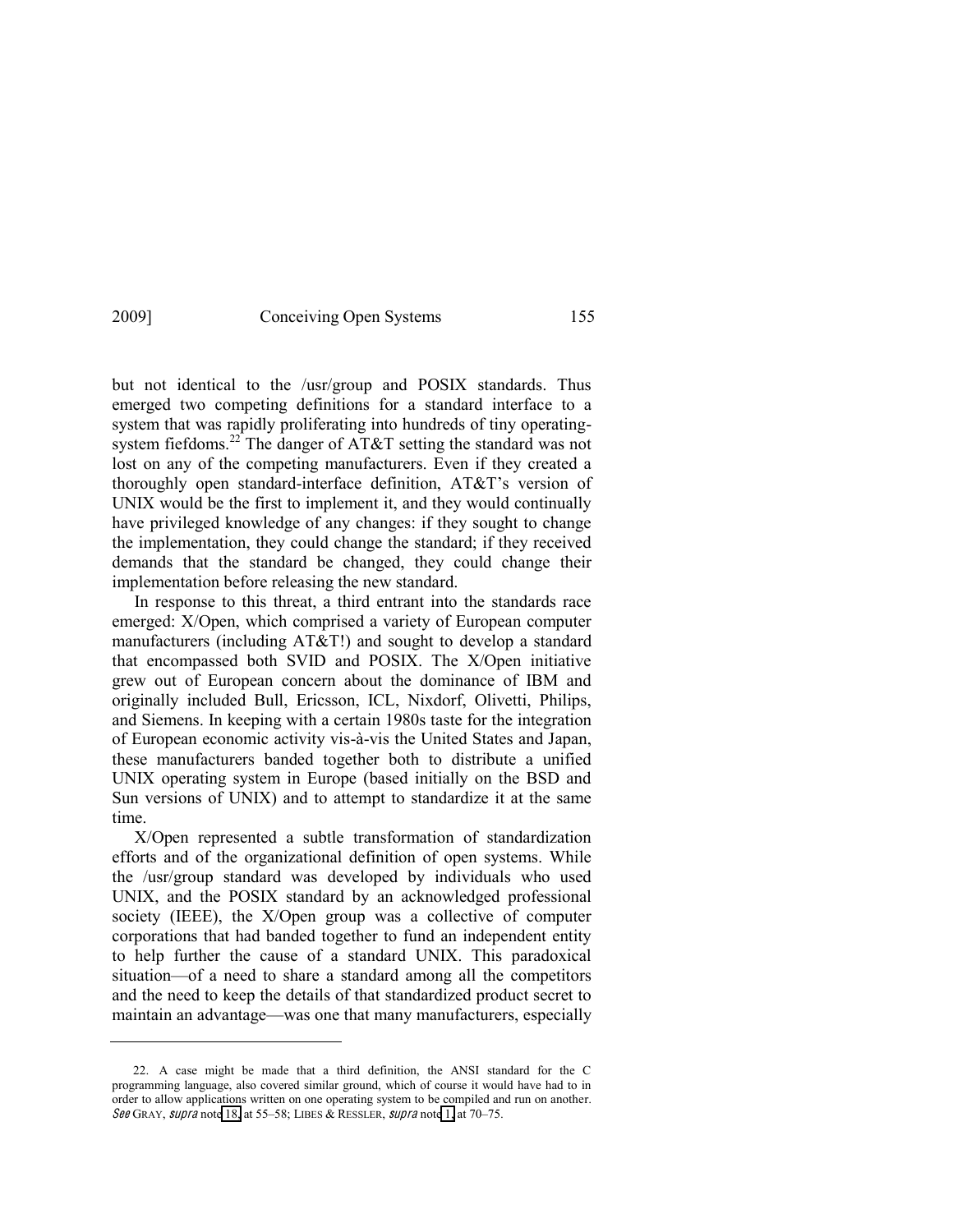but not identical to the /usr/group and POSIX standards. Thus emerged two competing definitions for a standard interface to a system that was rapidly proliferating into hundreds of tiny operating-system fiefdoms.[22] The danger of AT&T setting the standard was not lost on any of the competing manufacturers. Even if they created a thoroughly open standard-interface definition, AT&T's version of UNIX would be the first to implement it, and they would continually have privileged knowledge of any changes: if they sought to change the implementation, they could change the standard; if they received demands that the standard be changed, they could change their implementation before releasing the new standard.

In response to this threat, a third entrant into the standards race emerged: X/Open, which comprised a variety of European computer manufacturers (including AT&T!) and sought to develop a standard that encompassed both SVID and POSIX. The X/Open initiative grew out of European concern about the dominance of IBM and originally included Bull, Ericsson, ICL, Nixdorf, Olivetti, Philips, and Siemens. In keeping with a certain 1980s taste for the integration of European economic activity vis-à-vis the United States and Japan, these manufacturers banded together both to distribute a unified UNIX operating system in Europe (based initially on the BSD and Sun versions of UNIX) and to attempt to standardize it at the same time.

X/Open represented a subtle transformation of standardization efforts and of the organizational definition of open systems. While the /usr/group standard was developed by individuals who used UNIX, and the POSIX standard by an acknowledged professional society (IEEE), the X/Open group was a collective of computer corporations that had banded together to fund an independent entity to help further the cause of a standard UNIX. This paradoxical situation—of a need to share a standard among all the competitors and the need to keep the details of that standardized product secret to maintain an advantage—was one that many manufacturers, especially

---

22. A case might be made that a third definition, the ANSI standard for the C programming language, also covered similar ground, which of course it would have had to in order to allow applications written on one operating system to be compiled and run on another. *See* GRAY, *supra* note 18, at 55–58; LIBES & RESSLER, *supra* note 1, at 70–75.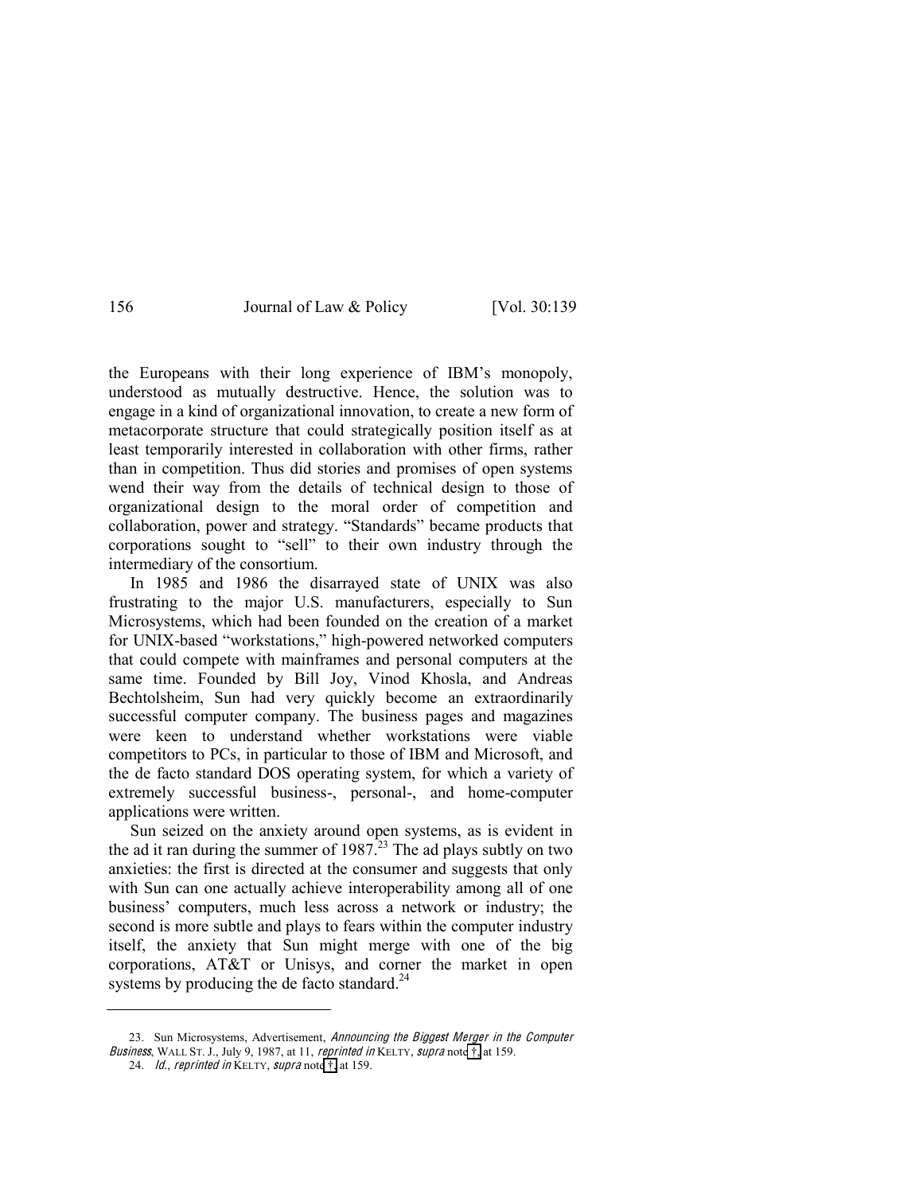the Europeans with their long experience of IBM's monopoly, understood as mutually destructive. Hence, the solution was to engage in a kind of organizational innovation, to create a new form of metacorporate structure that could strategically position itself as at least temporarily interested in collaboration with other firms, rather than in competition. Thus did stories and promises of open systems wend their way from the details of technical design to those of organizational design to the moral order of competition and collaboration, power and strategy. "Standards" became products that corporations sought to "sell" to their own industry through the intermediary of the consortium.

In 1985 and 1986 the disarrayed state of UNIX was also frustrating to the major U.S. manufacturers, especially to Sun Microsystems, which had been founded on the creation of a market for UNIX-based "workstations," high-powered networked computers that could compete with mainframes and personal computers at the same time. Founded by Bill Joy, Vinod Khosla, and Andreas Bechtolsheim, Sun had very quickly become an extraordinarily successful computer company. The business pages and magazines were keen to understand whether workstations were viable competitors to PCs, in particular to those of IBM and Microsoft, and the de facto standard DOS operating system, for which a variety of extremely successful business-, personal-, and home-computer applications were written.

Sun seized on the anxiety around open systems, as is evident in the ad it ran during the summer of 1987.[23] The ad plays subtly on two anxieties: the first is directed at the consumer and suggests that only with Sun can one actually achieve interoperability among all of one business' computers, much less across a network or industry; the second is more subtle and plays to fears within the computer industry itself, the anxiety that Sun might merge with one of the big corporations, AT&T or Unisys, and corner the market in open systems by producing the de facto standard.[24]

---

23. Sun Microsystems, Advertisement, *Announcing the Biggest Merger in the Computer Business*, WALL ST. J., July 9, 1987, at 11, *reprinted in* KELTY, *supra* note †, at 159.

24. *Id.*, *reprinted in* KELTY, *supra* note †, at 159.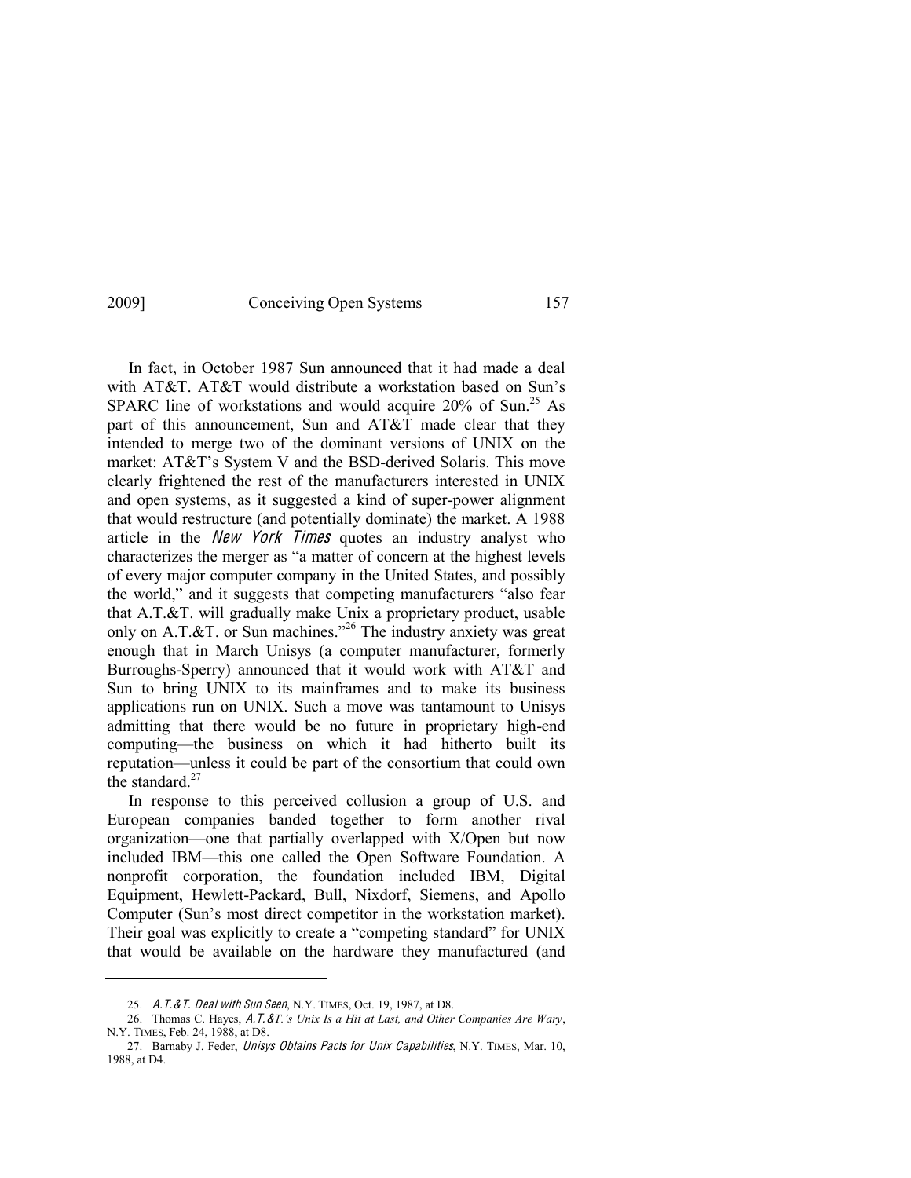In fact, in October 1987 Sun announced that it had made a deal with AT&T. AT&T would distribute a workstation based on Sun's SPARC line of workstations and would acquire 20% of Sun.[25] As part of this announcement, Sun and AT&T made clear that they intended to merge two of the dominant versions of UNIX on the market: AT&T's System V and the BSD-derived Solaris. This move clearly frightened the rest of the manufacturers interested in UNIX and open systems, as it suggested a kind of super-power alignment that would restructure (and potentially dominate) the market. A 1988 article in the *New York Times* quotes an industry analyst who characterizes the merger as "a matter of concern at the highest levels of every major computer company in the United States, and possibly the world," and it suggests that competing manufacturers "also fear that A.T.&T. will gradually make Unix a proprietary product, usable only on A.T.&T. or Sun machines."[26] The industry anxiety was great enough that in March Unisys (a computer manufacturer, formerly Burroughs-Sperry) announced that it would work with AT&T and Sun to bring UNIX to its mainframes and to make its business applications run on UNIX. Such a move was tantamount to Unisys admitting that there would be no future in proprietary high-end computing—the business on which it had hitherto built its reputation—unless it could be part of the consortium that could own the standard.[27]

In response to this perceived collusion a group of U.S. and European companies banded together to form another rival organization—one that partially overlapped with X/Open but now included IBM—this one called the Open Software Foundation. A nonprofit corporation, the foundation included IBM, Digital Equipment, Hewlett-Packard, Bull, Nixdorf, Siemens, and Apollo Computer (Sun's most direct competitor in the workstation market). Their goal was explicitly to create a "competing standard" for UNIX that would be available on the hardware they manufactured (and

---

25. *A.T.&T. Deal with Sun Seen*, N.Y. TIMES, Oct. 19, 1987, at D8.

26. Thomas C. Hayes, *A.T.&T.'s Unix Is a Hit at Last, and Other Companies Are Wary*, N.Y. TIMES, Feb. 24, 1988, at D8.

27. Barnaby J. Feder, *Unisys Obtains Pacts for Unix Capabilities*, N.Y. TIMES, Mar. 10, 1988, at D4.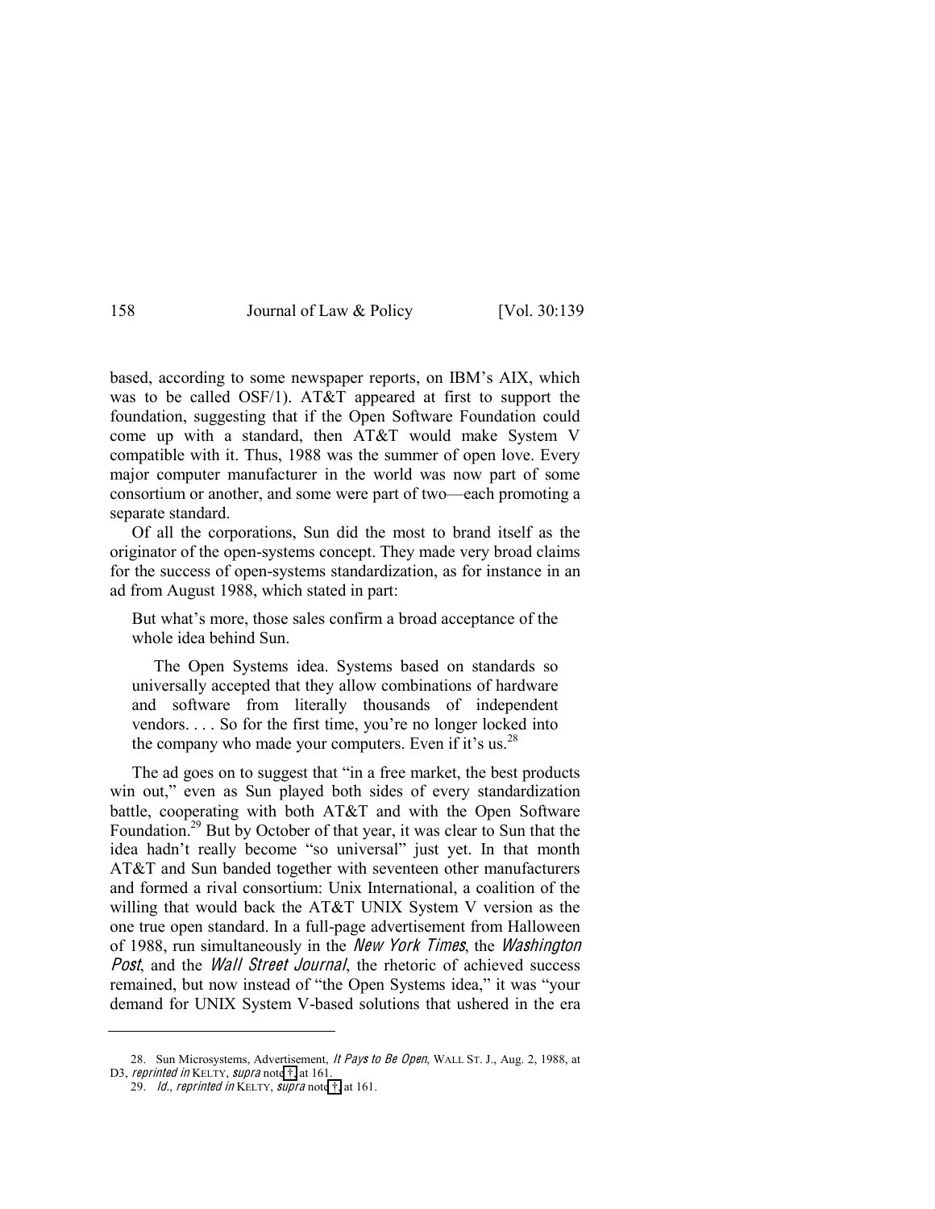based, according to some newspaper reports, on IBM's AIX, which was to be called OSF/1). AT&T appeared at first to support the foundation, suggesting that if the Open Software Foundation could come up with a standard, then AT&T would make System V compatible with it. Thus, 1988 was the summer of open love. Every major computer manufacturer in the world was now part of some consortium or another, and some were part of two—each promoting a separate standard.

Of all the corporations, Sun did the most to brand itself as the originator of the open-systems concept. They made very broad claims for the success of open-systems standardization, as for instance in an ad from August 1988, which stated in part:

> But what's more, those sales confirm a broad acceptance of the whole idea behind Sun.
>
> The Open Systems idea. Systems based on standards so universally accepted that they allow combinations of hardware and software from literally thousands of independent vendors. . . . So for the first time, you're no longer locked into the company who made your computers. Even if it's us.[28]

The ad goes on to suggest that "in a free market, the best products win out," even as Sun played both sides of every standardization battle, cooperating with both AT&T and with the Open Software Foundation.[29] But by October of that year, it was clear to Sun that the idea hadn't really become "so universal" just yet. In that month AT&T and Sun banded together with seventeen other manufacturers and formed a rival consortium: Unix International, a coalition of the willing that would back the AT&T UNIX System V version as the one true open standard. In a full-page advertisement from Halloween of 1988, run simultaneously in the *New York Times*, the *Washington Post*, and the *Wall Street Journal*, the rhetoric of achieved success remained, but now instead of "the Open Systems idea," it was "your demand for UNIX System V-based solutions that ushered in the era

---

28. Sun Microsystems, Advertisement, *It Pays to Be Open*, WALL ST. J., Aug. 2, 1988, at D3, *reprinted in* KELTY, *supra* note †, at 161.

29. *Id.*, *reprinted in* KELTY, *supra* note †, at 161.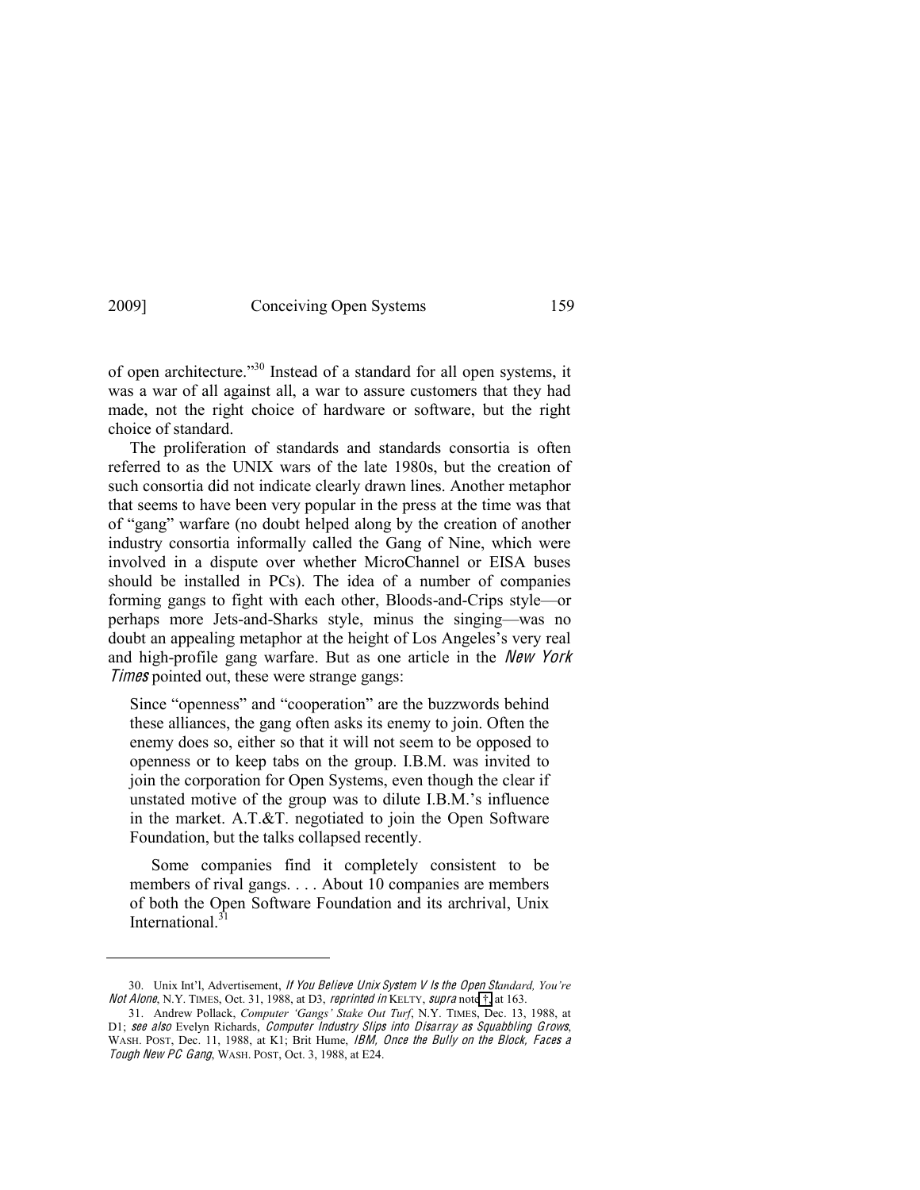of open architecture."[30] Instead of a standard for all open systems, it was a war of all against all, a war to assure customers that they had made, not the right choice of hardware or software, but the right choice of standard.

The proliferation of standards and standards consortia is often referred to as the UNIX wars of the late 1980s, but the creation of such consortia did not indicate clearly drawn lines. Another metaphor that seems to have been very popular in the press at the time was that of "gang" warfare (no doubt helped along by the creation of another industry consortia informally called the Gang of Nine, which were involved in a dispute over whether MicroChannel or EISA buses should be installed in PCs). The idea of a number of companies forming gangs to fight with each other, Bloods-and-Crips style—or perhaps more Jets-and-Sharks style, minus the singing—was no doubt an appealing metaphor at the height of Los Angeles's very real and high-profile gang warfare. But as one article in the *New York Times* pointed out, these were strange gangs:

> Since "openness" and "cooperation" are the buzzwords behind these alliances, the gang often asks its enemy to join. Often the enemy does so, either so that it will not seem to be opposed to openness or to keep tabs on the group. I.B.M. was invited to join the corporation for Open Systems, even though the clear if unstated motive of the group was to dilute I.B.M.'s influence in the market. A.T.&T. negotiated to join the Open Software Foundation, but the talks collapsed recently.
>
> Some companies find it completely consistent to be members of rival gangs. . . . About 10 companies are members of both the Open Software Foundation and its archrival, Unix International.[31]

---

30. Unix Int'l, Advertisement, *If You Believe Unix System V Is the Open Standard, You're Not Alone*, N.Y. TIMES, Oct. 31, 1988, at D3, *reprinted in* KELTY, *supra* note †, at 163.

31. Andrew Pollack, *Computer 'Gangs' Stake Out Turf*, N.Y. TIMES, Dec. 13, 1988, at D1; *see also* Evelyn Richards, *Computer Industry Slips into Disarray as Squabbling Grows*, WASH. POST, Dec. 11, 1988, at K1; Brit Hume, *IBM, Once the Bully on the Block, Faces a Tough New PC Gang*, WASH. POST, Oct. 3, 1988, at E24.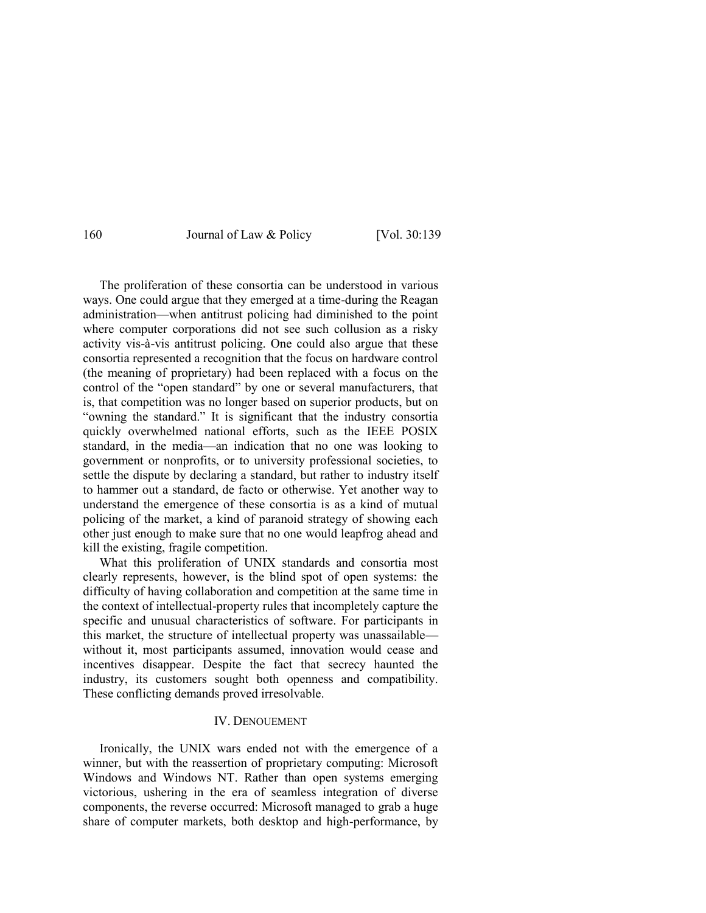The proliferation of these consortia can be understood in various ways. One could argue that they emerged at a time-during the Reagan administration—when antitrust policing had diminished to the point where computer corporations did not see such collusion as a risky activity vis-à-vis antitrust policing. One could also argue that these consortia represented a recognition that the focus on hardware control (the meaning of proprietary) had been replaced with a focus on the control of the "open standard" by one or several manufacturers, that is, that competition was no longer based on superior products, but on "owning the standard." It is significant that the industry consortia quickly overwhelmed national efforts, such as the IEEE POSIX standard, in the media—an indication that no one was looking to government or nonprofits, or to university professional societies, to settle the dispute by declaring a standard, but rather to industry itself to hammer out a standard, de facto or otherwise. Yet another way to understand the emergence of these consortia is as a kind of mutual policing of the market, a kind of paranoid strategy of showing each other just enough to make sure that no one would leapfrog ahead and kill the existing, fragile competition.

What this proliferation of UNIX standards and consortia most clearly represents, however, is the blind spot of open systems: the difficulty of having collaboration and competition at the same time in the context of intellectual-property rules that incompletely capture the specific and unusual characteristics of software. For participants in this market, the structure of intellectual property was unassailable—without it, most participants assumed, innovation would cease and incentives disappear. Despite the fact that secrecy haunted the industry, its customers sought both openness and compatibility. These conflicting demands proved irresolvable.

## IV. DENOUEMENT

Ironically, the UNIX wars ended not with the emergence of a winner, but with the reassertion of proprietary computing: Microsoft Windows and Windows NT. Rather than open systems emerging victorious, ushering in the era of seamless integration of diverse components, the reverse occurred: Microsoft managed to grab a huge share of computer markets, both desktop and high-performance, by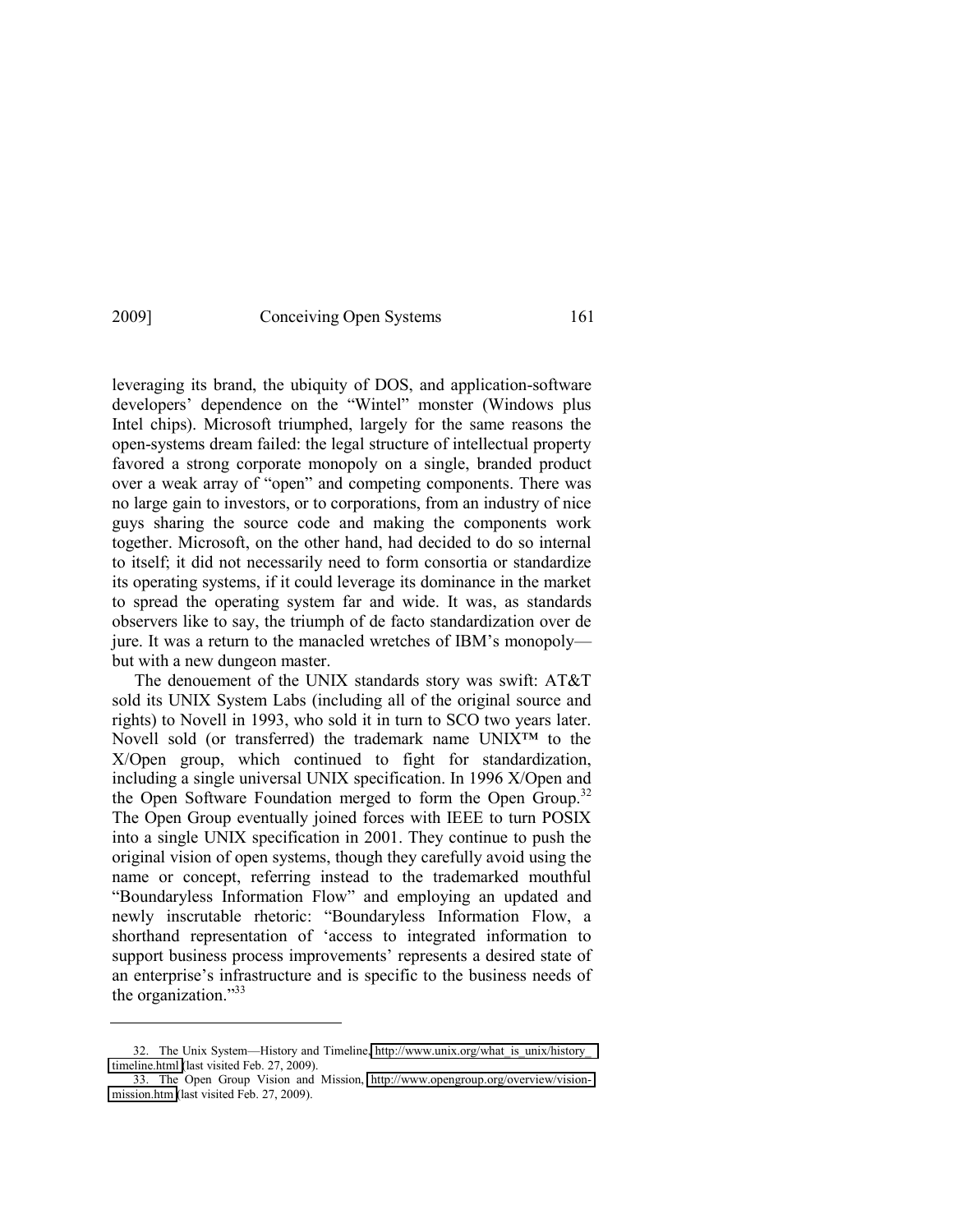leveraging its brand, the ubiquity of DOS, and application-software developers' dependence on the "Wintel" monster (Windows plus Intel chips). Microsoft triumphed, largely for the same reasons the open-systems dream failed: the legal structure of intellectual property favored a strong corporate monopoly on a single, branded product over a weak array of "open" and competing components. There was no large gain to investors, or to corporations, from an industry of nice guys sharing the source code and making the components work together. Microsoft, on the other hand, had decided to do so internal to itself; it did not necessarily need to form consortia or standardize its operating systems, if it could leverage its dominance in the market to spread the operating system far and wide. It was, as standards observers like to say, the triumph of de facto standardization over de jure. It was a return to the manacled wretches of IBM's monopoly—but with a new dungeon master.

The denouement of the UNIX standards story was swift: AT&T sold its UNIX System Labs (including all of the original source and rights) to Novell in 1993, who sold it in turn to SCO two years later. Novell sold (or transferred) the trademark name UNIX™ to the X/Open group, which continued to fight for standardization, including a single universal UNIX specification. In 1996 X/Open and the Open Software Foundation merged to form the Open Group.[32] The Open Group eventually joined forces with IEEE to turn POSIX into a single UNIX specification in 2001. They continue to push the original vision of open systems, though they carefully avoid using the name or concept, referring instead to the trademarked mouthful "Boundaryless Information Flow" and employing an updated and newly inscrutable rhetoric: "Boundaryless Information Flow, a shorthand representation of 'access to integrated information to support business process improvements' represents a desired state of an enterprise's infrastructure and is specific to the business needs of the organization."[33]

---

32. The Unix System—History and Timeline, http://www.unix.org/what_is_unix/history_timeline.html (last visited Feb. 27, 2009).

33. The Open Group Vision and Mission, http://www.opengroup.org/overview/vision-mission.htm (last visited Feb. 27, 2009).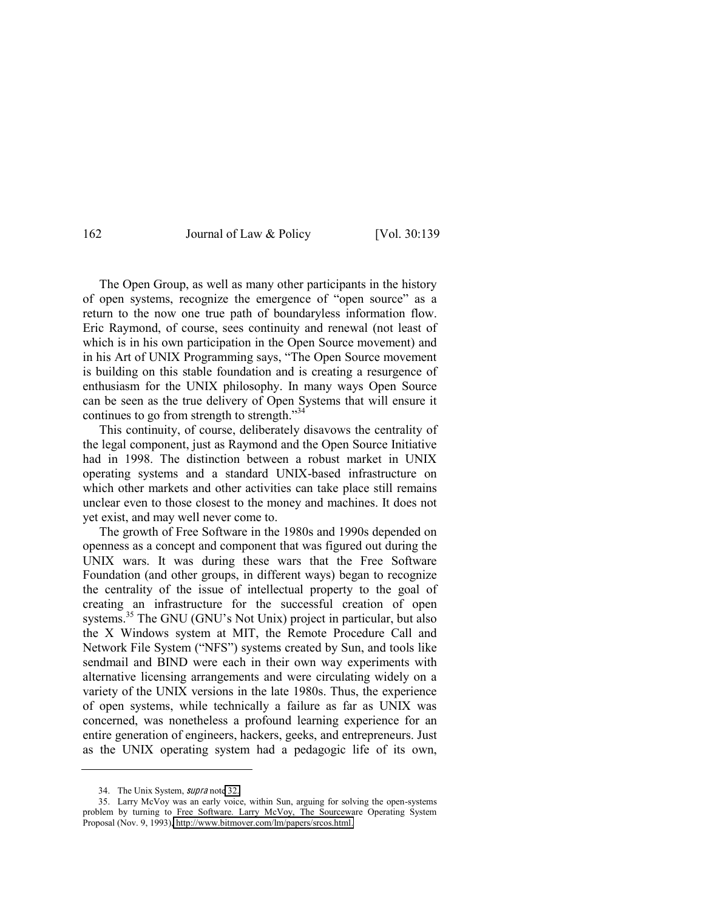The Open Group, as well as many other participants in the history of open systems, recognize the emergence of "open source" as a return to the now one true path of boundaryless information flow. Eric Raymond, of course, sees continuity and renewal (not least of which is in his own participation in the Open Source movement) and in his Art of UNIX Programming says, "The Open Source movement is building on this stable foundation and is creating a resurgence of enthusiasm for the UNIX philosophy. In many ways Open Source can be seen as the true delivery of Open Systems that will ensure it continues to go from strength to strength."[34]

This continuity, of course, deliberately disavows the centrality of the legal component, just as Raymond and the Open Source Initiative had in 1998. The distinction between a robust market in UNIX operating systems and a standard UNIX-based infrastructure on which other markets and other activities can take place still remains unclear even to those closest to the money and machines. It does not yet exist, and may well never come to.

The growth of Free Software in the 1980s and 1990s depended on openness as a concept and component that was figured out during the UNIX wars. It was during these wars that the Free Software Foundation (and other groups, in different ways) began to recognize the centrality of the issue of intellectual property to the goal of creating an infrastructure for the successful creation of open systems.[35] The GNU (GNU's Not Unix) project in particular, but also the X Windows system at MIT, the Remote Procedure Call and Network File System ("NFS") systems created by Sun, and tools like sendmail and BIND were each in their own way experiments with alternative licensing arrangements and were circulating widely on a variety of the UNIX versions in the late 1980s. Thus, the experience of open systems, while technically a failure as far as UNIX was concerned, was nonetheless a profound learning experience for an entire generation of engineers, hackers, geeks, and entrepreneurs. Just as the UNIX operating system had a pedagogic life of its own,

---

34. The Unix System, *supra* note 32.

35. Larry McVoy was an early voice, within Sun, arguing for solving the open-systems problem by turning to Free Software. Larry McVoy, The Sourceware Operating System Proposal (Nov. 9, 1993), http://www.bitmover.com/lm/papers/srcos.html.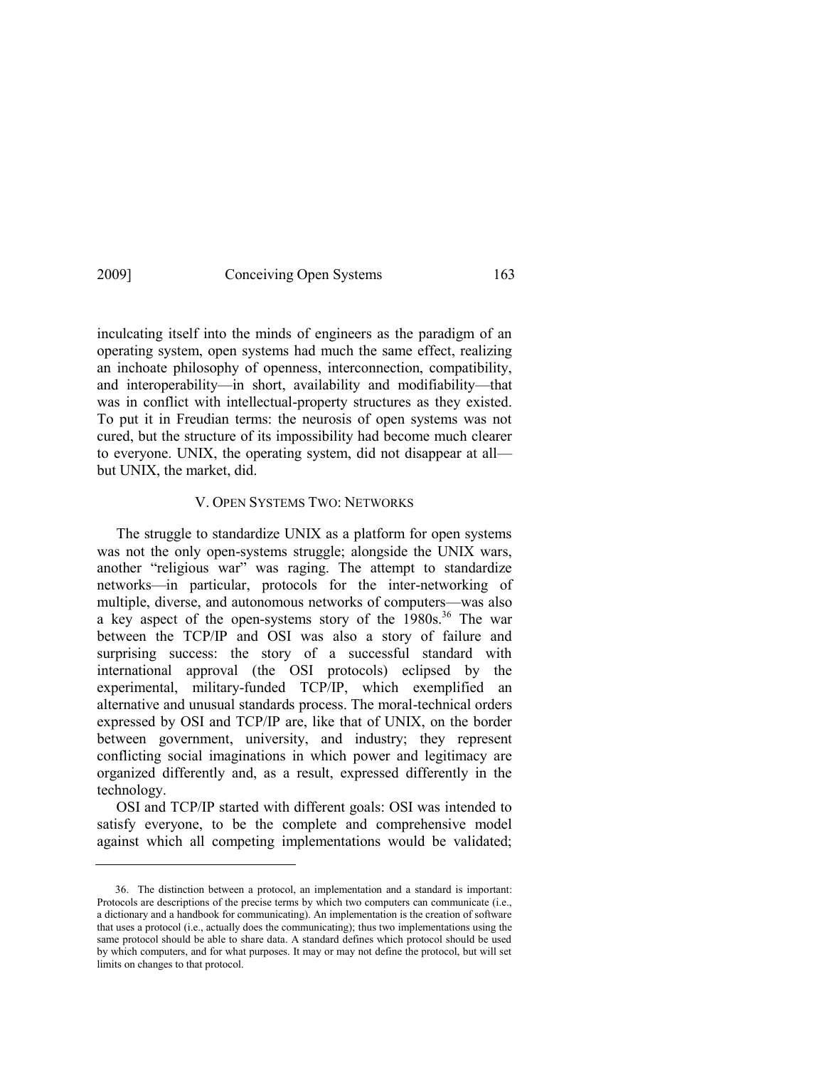inculcating itself into the minds of engineers as the paradigm of an operating system, open systems had much the same effect, realizing an inchoate philosophy of openness, interconnection, compatibility, and interoperability—in short, availability and modifiability—that was in conflict with intellectual-property structures as they existed. To put it in Freudian terms: the neurosis of open systems was not cured, but the structure of its impossibility had become much clearer to everyone. UNIX, the operating system, did not disappear at all—but UNIX, the market, did.

## V. Open Systems Two: Networks

The struggle to standardize UNIX as a platform for open systems was not the only open-systems struggle; alongside the UNIX wars, another "religious war" was raging. The attempt to standardize networks—in particular, protocols for the inter-networking of multiple, diverse, and autonomous networks of computers—was also a key aspect of the open-systems story of the 1980s.[36] The war between the TCP/IP and OSI was also a story of failure and surprising success: the story of a successful standard with international approval (the OSI protocols) eclipsed by the experimental, military-funded TCP/IP, which exemplified an alternative and unusual standards process. The moral-technical orders expressed by OSI and TCP/IP are, like that of UNIX, on the border between government, university, and industry; they represent conflicting social imaginations in which power and legitimacy are organized differently and, as a result, expressed differently in the technology.

OSI and TCP/IP started with different goals: OSI was intended to satisfy everyone, to be the complete and comprehensive model against which all competing implementations would be validated;

---

36. The distinction between a protocol, an implementation and a standard is important: Protocols are descriptions of the precise terms by which two computers can communicate (i.e., a dictionary and a handbook for communicating). An implementation is the creation of software that uses a protocol (i.e., actually does the communicating); thus two implementations using the same protocol should be able to share data. A standard defines which protocol should be used by which computers, and for what purposes. It may or may not define the protocol, but will set limits on changes to that protocol.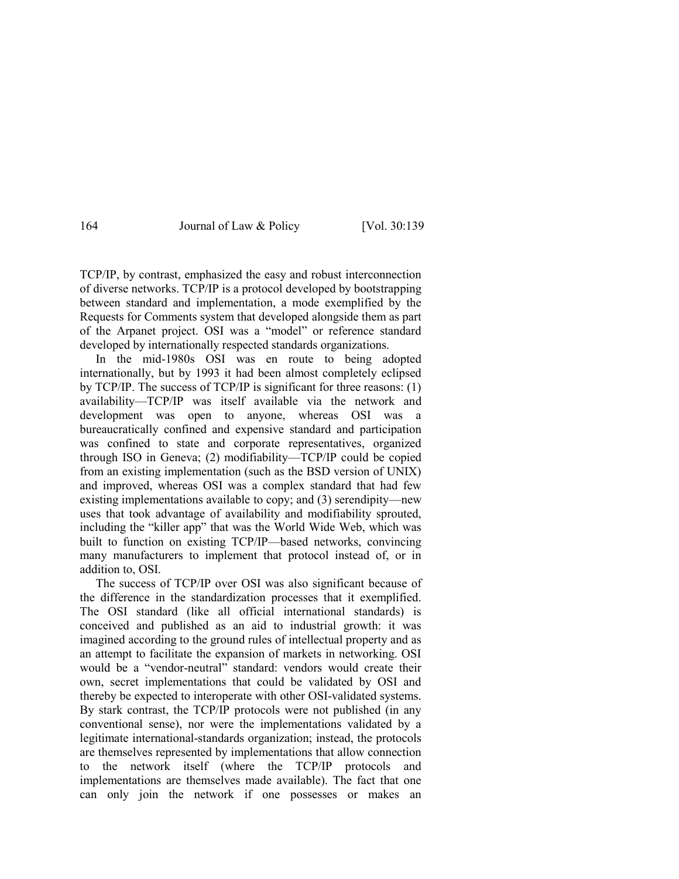TCP/IP, by contrast, emphasized the easy and robust interconnection of diverse networks. TCP/IP is a protocol developed by bootstrapping between standard and implementation, a mode exemplified by the Requests for Comments system that developed alongside them as part of the Arpanet project. OSI was a "model" or reference standard developed by internationally respected standards organizations.

In the mid-1980s OSI was en route to being adopted internationally, but by 1993 it had been almost completely eclipsed by TCP/IP. The success of TCP/IP is significant for three reasons: (1) availability—TCP/IP was itself available via the network and development was open to anyone, whereas OSI was a bureaucratically confined and expensive standard and participation was confined to state and corporate representatives, organized through ISO in Geneva; (2) modifiability—TCP/IP could be copied from an existing implementation (such as the BSD version of UNIX) and improved, whereas OSI was a complex standard that had few existing implementations available to copy; and (3) serendipity—new uses that took advantage of availability and modifiability sprouted, including the "killer app" that was the World Wide Web, which was built to function on existing TCP/IP—based networks, convincing many manufacturers to implement that protocol instead of, or in addition to, OSI.

The success of TCP/IP over OSI was also significant because of the difference in the standardization processes that it exemplified. The OSI standard (like all official international standards) is conceived and published as an aid to industrial growth: it was imagined according to the ground rules of intellectual property and as an attempt to facilitate the expansion of markets in networking. OSI would be a "vendor-neutral" standard: vendors would create their own, secret implementations that could be validated by OSI and thereby be expected to interoperate with other OSI-validated systems. By stark contrast, the TCP/IP protocols were not published (in any conventional sense), nor were the implementations validated by a legitimate international-standards organization; instead, the protocols are themselves represented by implementations that allow connection to the network itself (where the TCP/IP protocols and implementations are themselves made available). The fact that one can only join the network if one possesses or makes an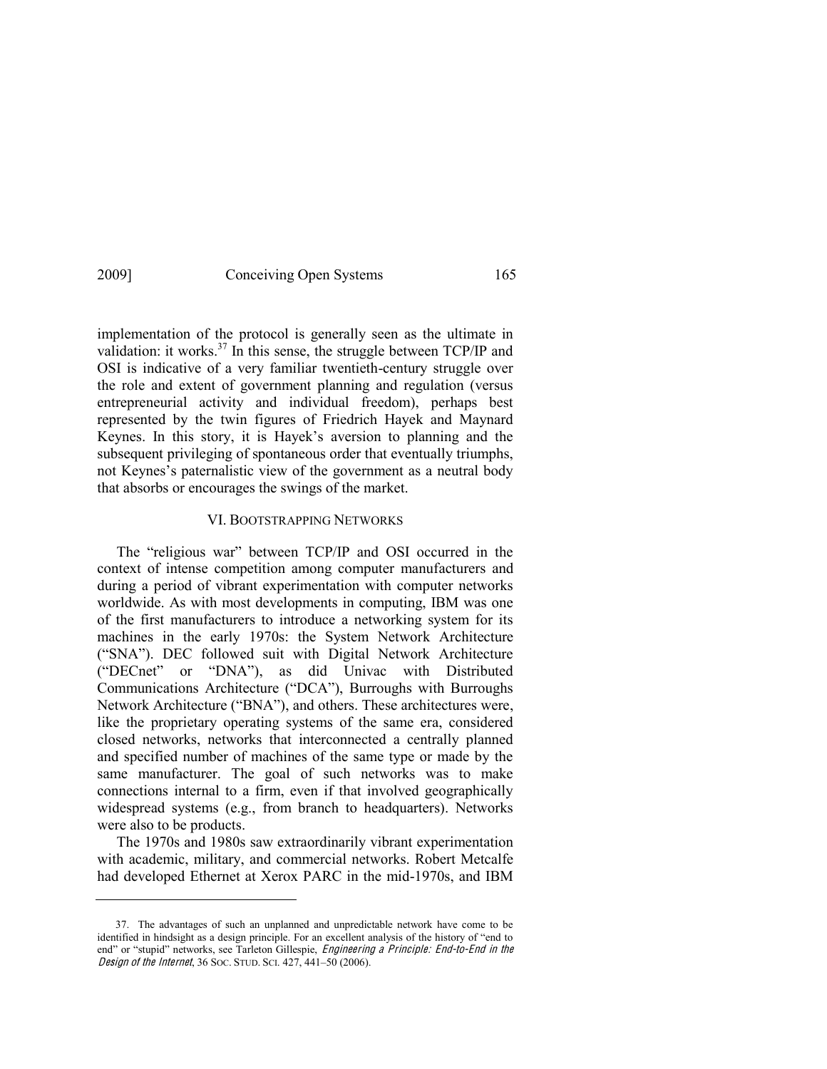implementation of the protocol is generally seen as the ultimate in validation: it works.[37] In this sense, the struggle between TCP/IP and OSI is indicative of a very familiar twentieth-century struggle over the role and extent of government planning and regulation (versus entrepreneurial activity and individual freedom), perhaps best represented by the twin figures of Friedrich Hayek and Maynard Keynes. In this story, it is Hayek's aversion to planning and the subsequent privileging of spontaneous order that eventually triumphs, not Keynes's paternalistic view of the government as a neutral body that absorbs or encourages the swings of the market.

## VI. Bootstrapping Networks

The "religious war" between TCP/IP and OSI occurred in the context of intense competition among computer manufacturers and during a period of vibrant experimentation with computer networks worldwide. As with most developments in computing, IBM was one of the first manufacturers to introduce a networking system for its machines in the early 1970s: the System Network Architecture ("SNA"). DEC followed suit with Digital Network Architecture ("DECnet" or "DNA"), as did Univac with Distributed Communications Architecture ("DCA"), Burroughs with Burroughs Network Architecture ("BNA"), and others. These architectures were, like the proprietary operating systems of the same era, considered closed networks, networks that interconnected a centrally planned and specified number of machines of the same type or made by the same manufacturer. The goal of such networks was to make connections internal to a firm, even if that involved geographically widespread systems (e.g., from branch to headquarters). Networks were also to be products.

The 1970s and 1980s saw extraordinarily vibrant experimentation with academic, military, and commercial networks. Robert Metcalfe had developed Ethernet at Xerox PARC in the mid-1970s, and IBM

37. The advantages of such an unplanned and unpredictable network have come to be identified in hindsight as a design principle. For an excellent analysis of the history of "end to end" or "stupid" networks, see Tarleton Gillespie, *Engineering a Principle: End-to-End in the Design of the Internet*, 36 SOC. STUD. SCI. 427, 441–50 (2006).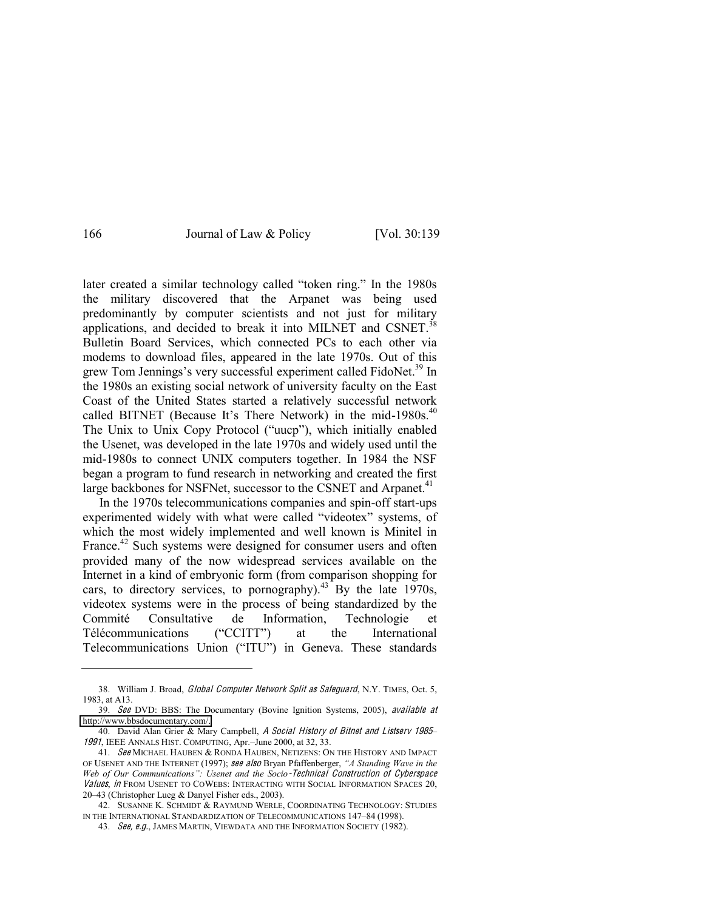later created a similar technology called "token ring." In the 1980s the military discovered that the Arpanet was being used predominantly by computer scientists and not just for military applications, and decided to break it into MILNET and CSNET.[38] Bulletin Board Services, which connected PCs to each other via modems to download files, appeared in the late 1970s. Out of this grew Tom Jennings's very successful experiment called FidoNet.[39] In the 1980s an existing social network of university faculty on the East Coast of the United States started a relatively successful network called BITNET (Because It's There Network) in the mid-1980s.[40] The Unix to Unix Copy Protocol ("uucp"), which initially enabled the Usenet, was developed in the late 1970s and widely used until the mid-1980s to connect UNIX computers together. In 1984 the NSF began a program to fund research in networking and created the first large backbones for NSFNet, successor to the CSNET and Arpanet.[41]

In the 1970s telecommunications companies and spin-off start-ups experimented widely with what were called "videotex" systems, of which the most widely implemented and well known is Minitel in France.[42] Such systems were designed for consumer users and often provided many of the now widespread services available on the Internet in a kind of embryonic form (from comparison shopping for cars, to directory services, to pornography).[43] By the late 1970s, videotex systems were in the process of being standardized by the Commité Consultative de Information, Technologie et Télécommunications ("CCITT") at the International Telecommunications Union ("ITU") in Geneva. These standards

---

38. William J. Broad, *Global Computer Network Split as Safeguard*, N.Y. TIMES, Oct. 5, 1983, at A13.

39. *See* DVD: BBS: The Documentary (Bovine Ignition Systems, 2005), *available at* http://www.bbsdocumentary.com/.

40. David Alan Grier & Mary Campbell, *A Social History of Bitnet and Listserv 1985–1991*, IEEE ANNALS HIST. COMPUTING, Apr.–June 2000, at 32, 33.

41. *See* MICHAEL HAUBEN & RONDA HAUBEN, NETIZENS: ON THE HISTORY AND IMPACT OF USENET AND THE INTERNET (1997); *see also* Bryan Pfaffenberger, *"A Standing Wave in the Web of Our Communications": Usenet and the Socio-Technical Construction of Cyberspace Values*, *in* FROM USENET TO COWEBS: INTERACTING WITH SOCIAL INFORMATION SPACES 20, 20–43 (Christopher Lueg & Danyel Fisher eds., 2003).

42. SUSANNE K. SCHMIDT & RAYMUND WERLE, COORDINATING TECHNOLOGY: STUDIES IN THE INTERNATIONAL STANDARDIZATION OF TELECOMMUNICATIONS 147–84 (1998).

43. *See, e.g.*, JAMES MARTIN, VIEWDATA AND THE INFORMATION SOCIETY (1982).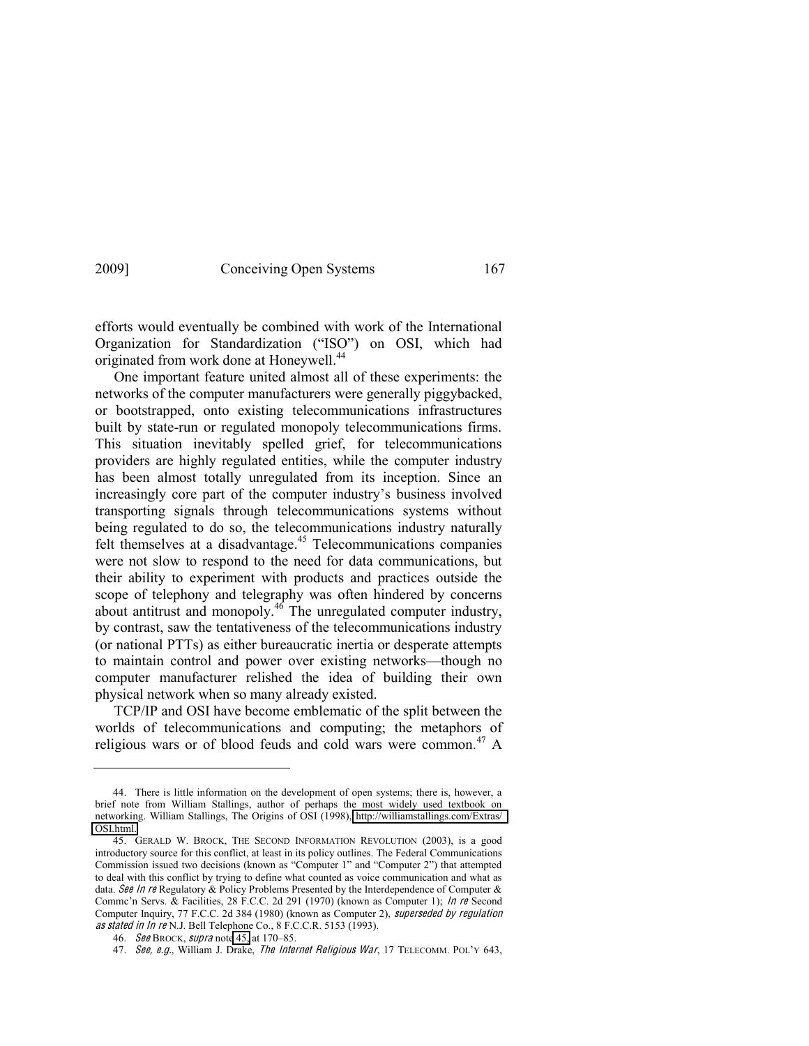efforts would eventually be combined with work of the International Organization for Standardization ("ISO") on OSI, which had originated from work done at Honeywell.[44]

One important feature united almost all of these experiments: the networks of the computer manufacturers were generally piggybacked, or bootstrapped, onto existing telecommunications infrastructures built by state-run or regulated monopoly telecommunications firms. This situation inevitably spelled grief, for telecommunications providers are highly regulated entities, while the computer industry has been almost totally unregulated from its inception. Since an increasingly core part of the computer industry's business involved transporting signals through telecommunications systems without being regulated to do so, the telecommunications industry naturally felt themselves at a disadvantage.[45] Telecommunications companies were not slow to respond to the need for data communications, but their ability to experiment with products and practices outside the scope of telephony and telegraphy was often hindered by concerns about antitrust and monopoly.[46] The unregulated computer industry, by contrast, saw the tentativeness of the telecommunications industry (or national PTTs) as either bureaucratic inertia or desperate attempts to maintain control and power over existing networks—though no computer manufacturer relished the idea of building their own physical network when so many already existed.

TCP/IP and OSI have become emblematic of the split between the worlds of telecommunications and computing; the metaphors of religious wars or of blood feuds and cold wars were common.[47] A

---

44. There is little information on the development of open systems; there is, however, a brief note from William Stallings, author of perhaps the most widely used textbook on networking. William Stallings, The Origins of OSI (1998), http://williamstallings.com/Extras/OSI.html.

45. GERALD W. BROCK, THE SECOND INFORMATION REVOLUTION (2003), is a good introductory source for this conflict, at least in its policy outlines. The Federal Communications Commission issued two decisions (known as "Computer 1" and "Computer 2") that attempted to deal with this conflict by trying to define what counted as voice communication and what as data. *See In re* Regulatory & Policy Problems Presented by the Interdependence of Computer & Commc'n Servs. & Facilities, 28 F.C.C. 2d 291 (1970) (known as Computer 1); *In re* Second Computer Inquiry, 77 F.C.C. 2d 384 (1980) (known as Computer 2), *superseded by regulation as stated in In re* N.J. Bell Telephone Co., 8 F.C.C.R. 5153 (1993).

46. *See* BROCK, *supra* note 45, at 170–85.

47. *See, e.g.*, William J. Drake, *The Internet Religious War*, 17 TELECOMM. POL'Y 643,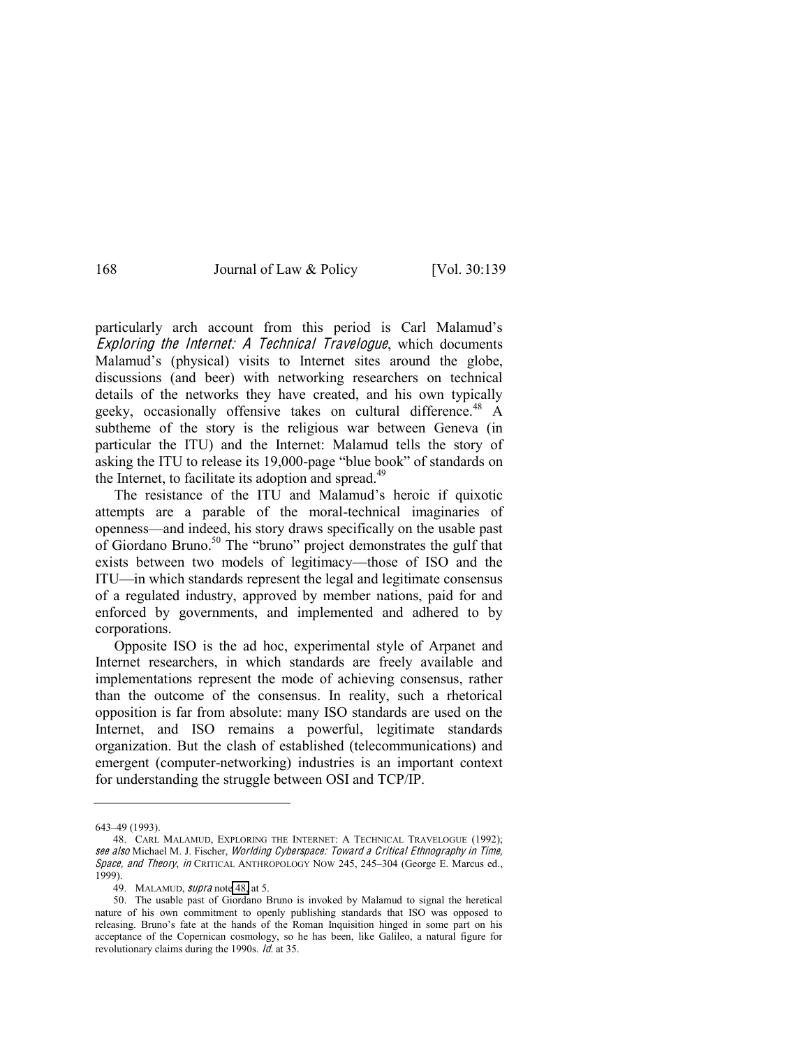particularly arch account from this period is Carl Malamud's *Exploring the Internet: A Technical Travelogue*, which documents Malamud's (physical) visits to Internet sites around the globe, discussions (and beer) with networking researchers on technical details of the networks they have created, and his own typically geeky, occasionally offensive takes on cultural difference.[48] A subtheme of the story is the religious war between Geneva (in particular the ITU) and the Internet: Malamud tells the story of asking the ITU to release its 19,000-page "blue book" of standards on the Internet, to facilitate its adoption and spread.[49]

The resistance of the ITU and Malamud's heroic if quixotic attempts are a parable of the moral-technical imaginaries of openness—and indeed, his story draws specifically on the usable past of Giordano Bruno.[50] The "bruno" project demonstrates the gulf that exists between two models of legitimacy—those of ISO and the ITU—in which standards represent the legal and legitimate consensus of a regulated industry, approved by member nations, paid for and enforced by governments, and implemented and adhered to by corporations.

Opposite ISO is the ad hoc, experimental style of Arpanet and Internet researchers, in which standards are freely available and implementations represent the mode of achieving consensus, rather than the outcome of the consensus. In reality, such a rhetorical opposition is far from absolute: many ISO standards are used on the Internet, and ISO remains a powerful, legitimate standards organization. But the clash of established (telecommunications) and emergent (computer-networking) industries is an important context for understanding the struggle between OSI and TCP/IP.

---

643–49 (1993).

48. CARL MALAMUD, EXPLORING THE INTERNET: A TECHNICAL TRAVELOGUE (1992); *see also* Michael M. J. Fischer, *Worlding Cyberspace: Toward a Critical Ethnography in Time, Space, and Theory*, *in* CRITICAL ANTHROPOLOGY NOW 245, 245–304 (George E. Marcus ed., 1999).

49. MALAMUD, *supra* note 48, at 5.

50. The usable past of Giordano Bruno is invoked by Malamud to signal the heretical nature of his own commitment to openly publishing standards that ISO was opposed to releasing. Bruno's fate at the hands of the Roman Inquisition hinged in some part on his acceptance of the Copernican cosmology, so he has been, like Galileo, a natural figure for revolutionary claims during the 1990s. *Id.* at 35.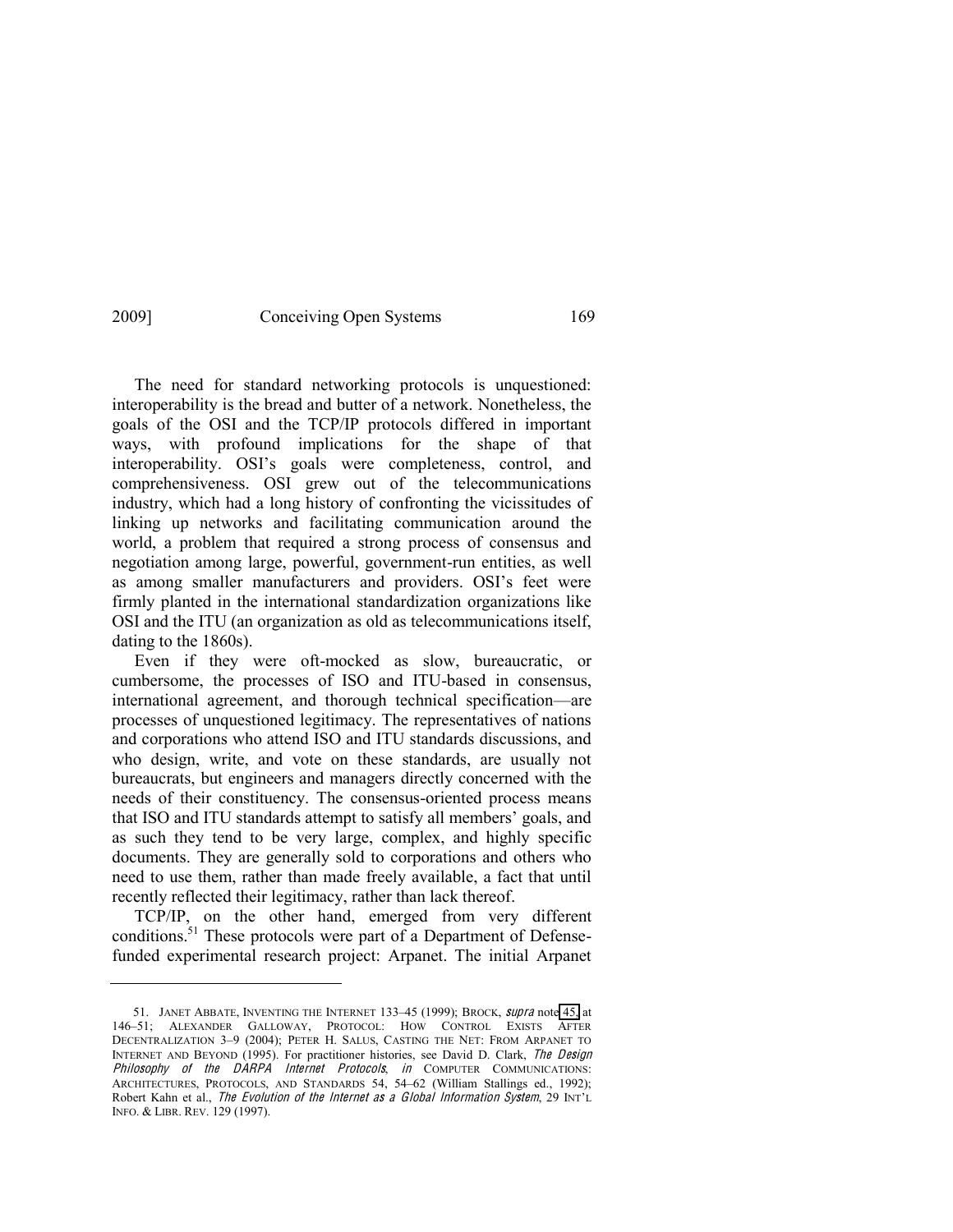The need for standard networking protocols is unquestioned: interoperability is the bread and butter of a network. Nonetheless, the goals of the OSI and the TCP/IP protocols differed in important ways, with profound implications for the shape of that interoperability. OSI's goals were completeness, control, and comprehensiveness. OSI grew out of the telecommunications industry, which had a long history of confronting the vicissitudes of linking up networks and facilitating communication around the world, a problem that required a strong process of consensus and negotiation among large, powerful, government-run entities, as well as among smaller manufacturers and providers. OSI's feet were firmly planted in the international standardization organizations like OSI and the ITU (an organization as old as telecommunications itself, dating to the 1860s).

Even if they were oft-mocked as slow, bureaucratic, or cumbersome, the processes of ISO and ITU-based in consensus, international agreement, and thorough technical specification—are processes of unquestioned legitimacy. The representatives of nations and corporations who attend ISO and ITU standards discussions, and who design, write, and vote on these standards, are usually not bureaucrats, but engineers and managers directly concerned with the needs of their constituency. The consensus-oriented process means that ISO and ITU standards attempt to satisfy all members' goals, and as such they tend to be very large, complex, and highly specific documents. They are generally sold to corporations and others who need to use them, rather than made freely available, a fact that until recently reflected their legitimacy, rather than lack thereof.

TCP/IP, on the other hand, emerged from very different conditions.[51] These protocols were part of a Department of Defense-funded experimental research project: Arpanet. The initial Arpanet

---

51. JANET ABBATE, INVENTING THE INTERNET 133–45 (1999); BROCK, *supra* note 45, at 146–51; ALEXANDER GALLOWAY, PROTOCOL: HOW CONTROL EXISTS AFTER DECENTRALIZATION 3–9 (2004); PETER H. SALUS, CASTING THE NET: FROM ARPANET TO INTERNET AND BEYOND (1995). For practitioner histories, see David D. Clark, *The Design Philosophy of the DARPA Internet Protocols*, *in* COMPUTER COMMUNICATIONS: ARCHITECTURES, PROTOCOLS, AND STANDARDS 54, 54–62 (William Stallings ed., 1992); Robert Kahn et al., *The Evolution of the Internet as a Global Information System*, 29 INT'L INFO. & LIBR. REV. 129 (1997).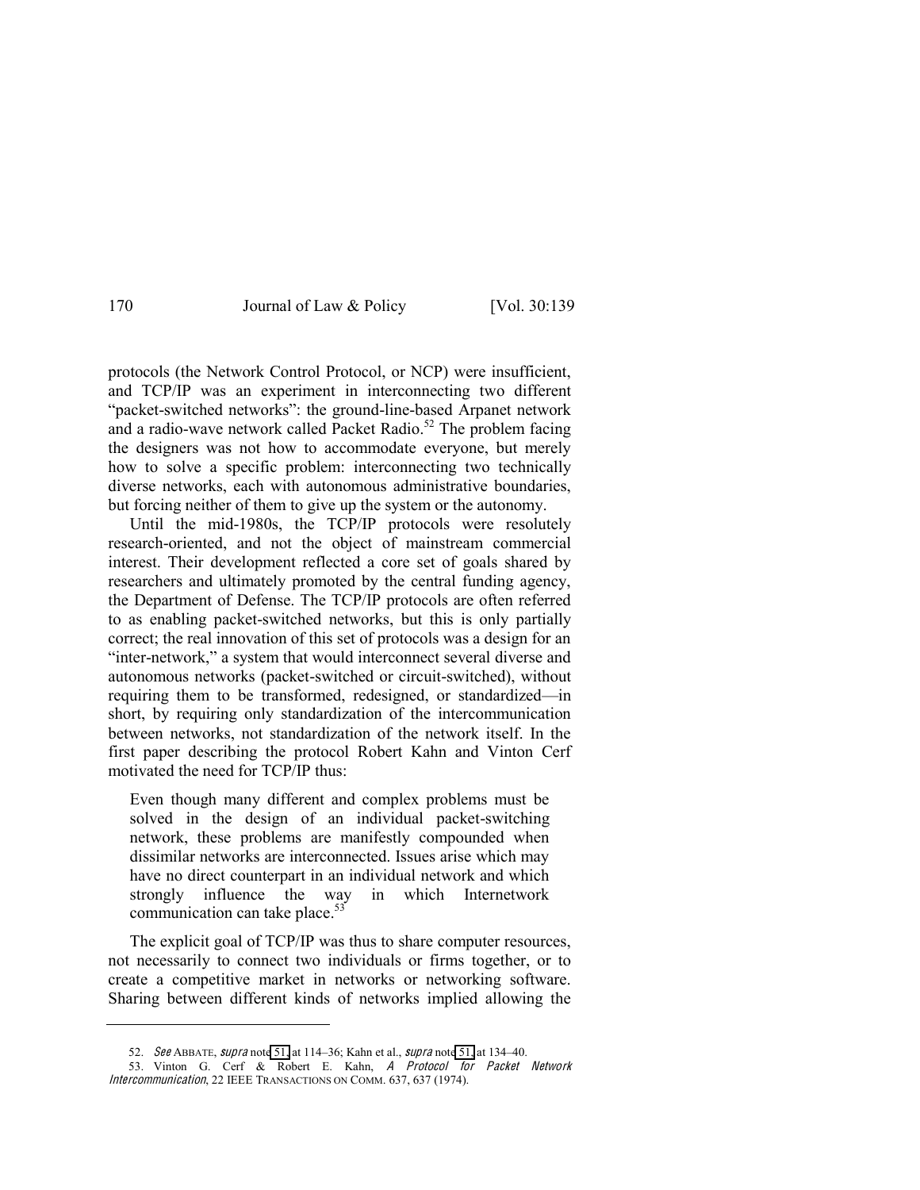protocols (the Network Control Protocol, or NCP) were insufficient, and TCP/IP was an experiment in interconnecting two different "packet-switched networks": the ground-line-based Arpanet network and a radio-wave network called Packet Radio.[52] The problem facing the designers was not how to accommodate everyone, but merely how to solve a specific problem: interconnecting two technically diverse networks, each with autonomous administrative boundaries, but forcing neither of them to give up the system or the autonomy.

Until the mid-1980s, the TCP/IP protocols were resolutely research-oriented, and not the object of mainstream commercial interest. Their development reflected a core set of goals shared by researchers and ultimately promoted by the central funding agency, the Department of Defense. The TCP/IP protocols are often referred to as enabling packet-switched networks, but this is only partially correct; the real innovation of this set of protocols was a design for an "inter-network," a system that would interconnect several diverse and autonomous networks (packet-switched or circuit-switched), without requiring them to be transformed, redesigned, or standardized—in short, by requiring only standardization of the intercommunication between networks, not standardization of the network itself. In the first paper describing the protocol Robert Kahn and Vinton Cerf motivated the need for TCP/IP thus:

> Even though many different and complex problems must be solved in the design of an individual packet-switching network, these problems are manifestly compounded when dissimilar networks are interconnected. Issues arise which may have no direct counterpart in an individual network and which strongly influence the way in which Internetwork communication can take place.[53]

The explicit goal of TCP/IP was thus to share computer resources, not necessarily to connect two individuals or firms together, or to create a competitive market in networks or networking software. Sharing between different kinds of networks implied allowing the

---

52. *See* ABBATE, *supra* note 51, at 114–36; Kahn et al., *supra* note 51, at 134–40.

53. Vinton G. Cerf & Robert E. Kahn, *A Protocol for Packet Network Intercommunication*, 22 IEEE TRANSACTIONS ON COMM. 637, 637 (1974).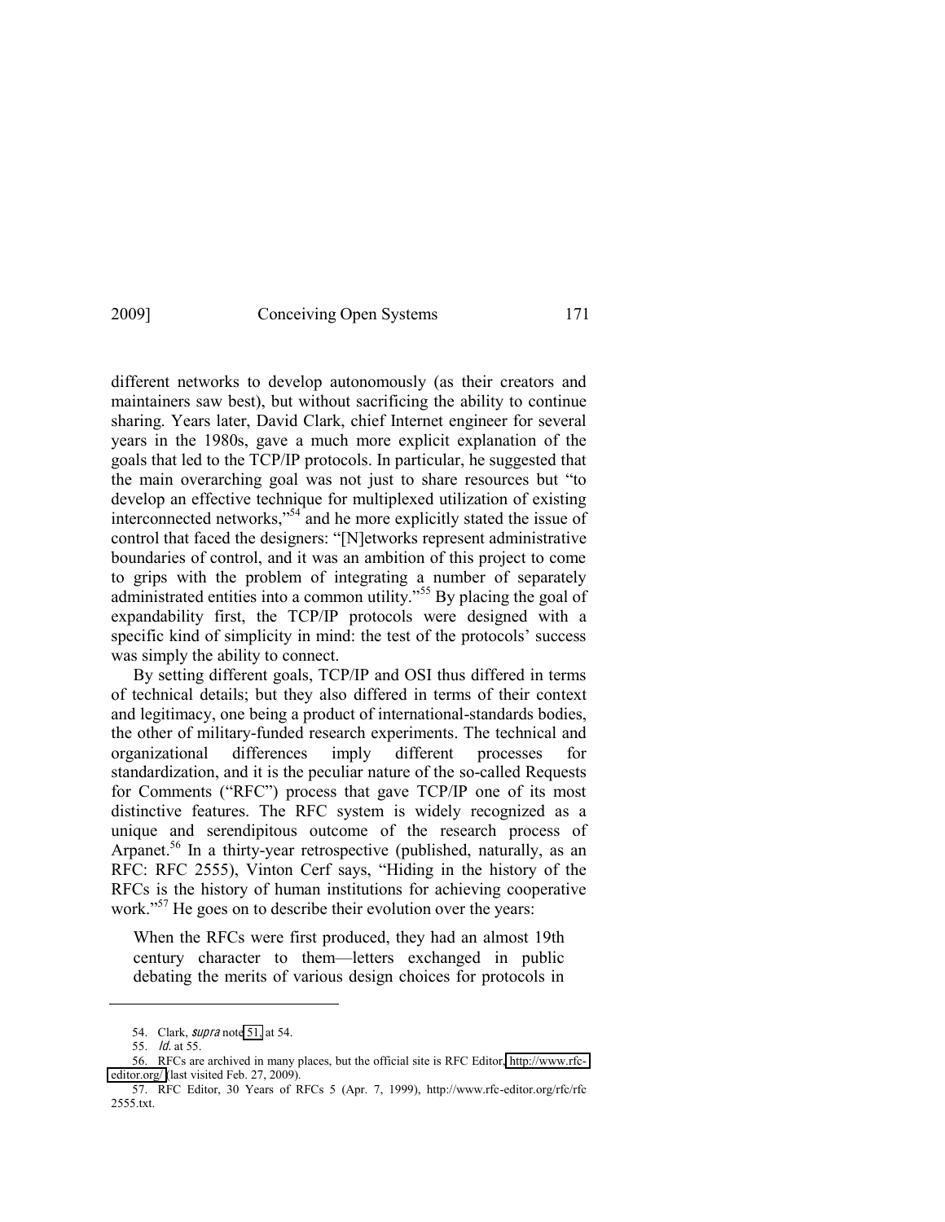different networks to develop autonomously (as their creators and maintainers saw best), but without sacrificing the ability to continue sharing. Years later, David Clark, chief Internet engineer for several years in the 1980s, gave a much more explicit explanation of the goals that led to the TCP/IP protocols. In particular, he suggested that the main overarching goal was not just to share resources but "to develop an effective technique for multiplexed utilization of existing interconnected networks,"[54] and he more explicitly stated the issue of control that faced the designers: "[N]etworks represent administrative boundaries of control, and it was an ambition of this project to come to grips with the problem of integrating a number of separately administrated entities into a common utility."[55] By placing the goal of expandability first, the TCP/IP protocols were designed with a specific kind of simplicity in mind: the test of the protocols' success was simply the ability to connect.

By setting different goals, TCP/IP and OSI thus differed in terms of technical details; but they also differed in terms of their context and legitimacy, one being a product of international-standards bodies, the other of military-funded research experiments. The technical and organizational differences imply different processes for standardization, and it is the peculiar nature of the so-called Requests for Comments ("RFC") process that gave TCP/IP one of its most distinctive features. The RFC system is widely recognized as a unique and serendipitous outcome of the research process of Arpanet.[56] In a thirty-year retrospective (published, naturally, as an RFC: RFC 2555), Vinton Cerf says, "Hiding in the history of the RFCs is the history of human institutions for achieving cooperative work."[57] He goes on to describe their evolution over the years:

> When the RFCs were first produced, they had an almost 19th century character to them—letters exchanged in public debating the merits of various design choices for protocols in

---

54. Clark, *supra* note 51, at 54.

55. *Id.* at 55.

56. RFCs are archived in many places, but the official site is RFC Editor, http://www.rfc-editor.org/ (last visited Feb. 27, 2009).

57. RFC Editor, 30 Years of RFCs 5 (Apr. 7, 1999), http://www.rfc-editor.org/rfc/rfc2555.txt.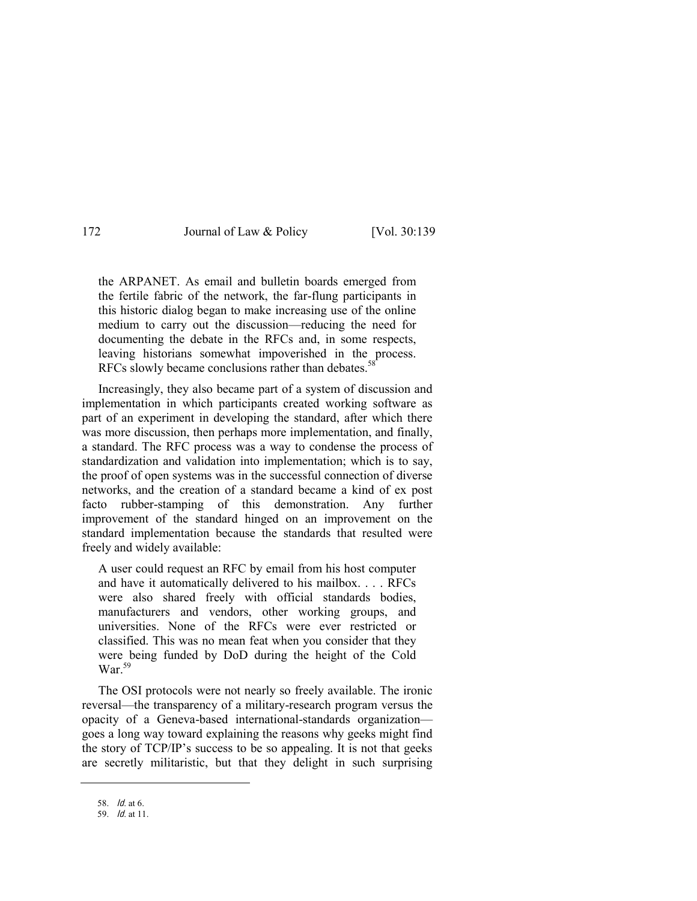> the ARPANET. As email and bulletin boards emerged from the fertile fabric of the network, the far-flung participants in this historic dialog began to make increasing use of the online medium to carry out the discussion—reducing the need for documenting the debate in the RFCs and, in some respects, leaving historians somewhat impoverished in the process. RFCs slowly became conclusions rather than debates.[58]

Increasingly, they also became part of a system of discussion and implementation in which participants created working software as part of an experiment in developing the standard, after which there was more discussion, then perhaps more implementation, and finally, a standard. The RFC process was a way to condense the process of standardization and validation into implementation; which is to say, the proof of open systems was in the successful connection of diverse networks, and the creation of a standard became a kind of ex post facto rubber-stamping of this demonstration. Any further improvement of the standard hinged on an improvement on the standard implementation because the standards that resulted were freely and widely available:

> A user could request an RFC by email from his host computer and have it automatically delivered to his mailbox. . . . RFCs were also shared freely with official standards bodies, manufacturers and vendors, other working groups, and universities. None of the RFCs were ever restricted or classified. This was no mean feat when you consider that they were being funded by DoD during the height of the Cold War.[59]

The OSI protocols were not nearly so freely available. The ironic reversal—the transparency of a military-research program versus the opacity of a Geneva-based international-standards organization—goes a long way toward explaining the reasons why geeks might find the story of TCP/IP's success to be so appealing. It is not that geeks are secretly militaristic, but that they delight in such surprising

---

58. *Id.* at 6.

59. *Id.* at 11.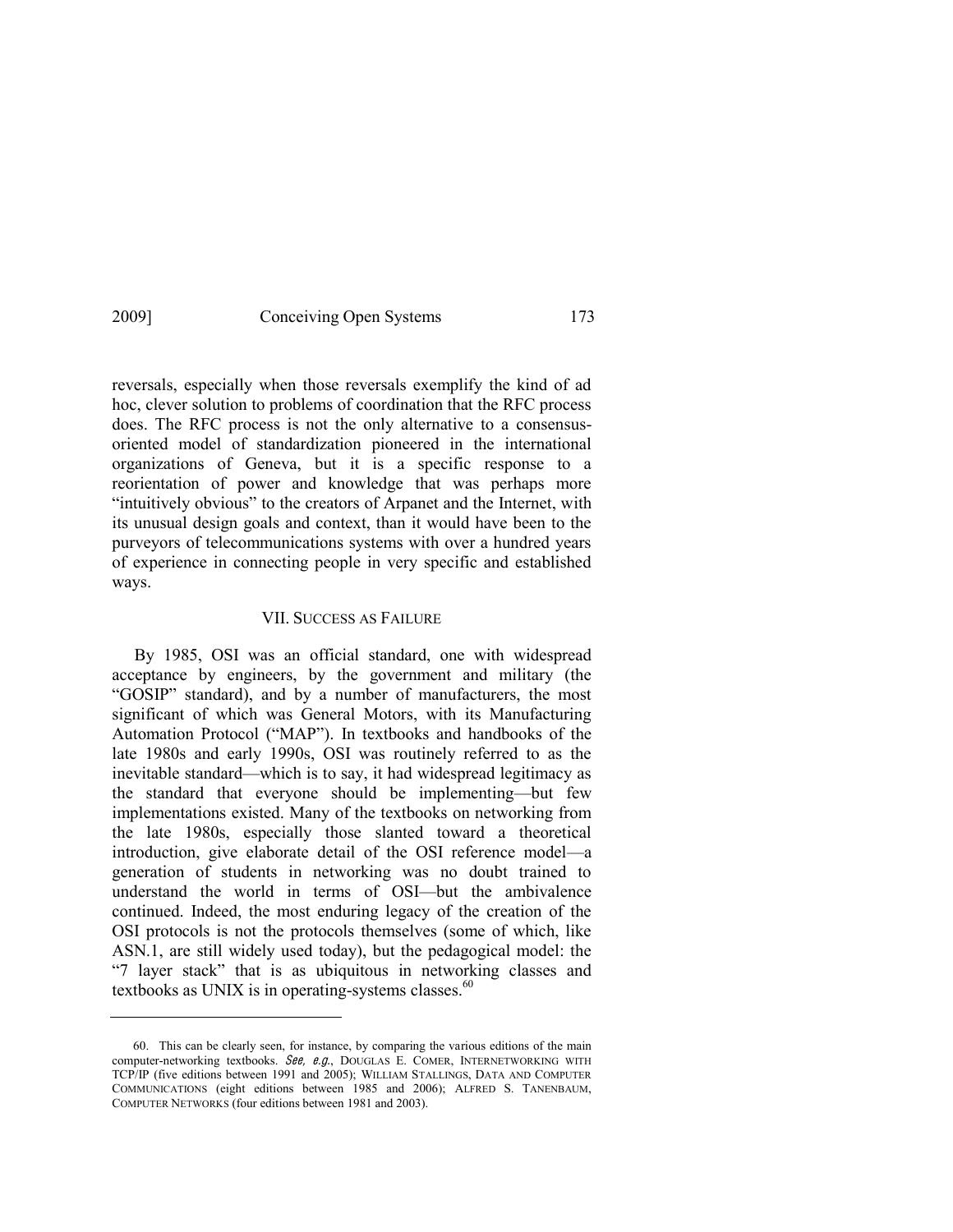reversals, especially when those reversals exemplify the kind of ad hoc, clever solution to problems of coordination that the RFC process does. The RFC process is not the only alternative to a consensus-oriented model of standardization pioneered in the international organizations of Geneva, but it is a specific response to a reorientation of power and knowledge that was perhaps more "intuitively obvious" to the creators of Arpanet and the Internet, with its unusual design goals and context, than it would have been to the purveyors of telecommunications systems with over a hundred years of experience in connecting people in very specific and established ways.

## VII. SUCCESS AS FAILURE

By 1985, OSI was an official standard, one with widespread acceptance by engineers, by the government and military (the "GOSIP" standard), and by a number of manufacturers, the most significant of which was General Motors, with its Manufacturing Automation Protocol ("MAP"). In textbooks and handbooks of the late 1980s and early 1990s, OSI was routinely referred to as the inevitable standard—which is to say, it had widespread legitimacy as the standard that everyone should be implementing—but few implementations existed. Many of the textbooks on networking from the late 1980s, especially those slanted toward a theoretical introduction, give elaborate detail of the OSI reference model—a generation of students in networking was no doubt trained to understand the world in terms of OSI—but the ambivalence continued. Indeed, the most enduring legacy of the creation of the OSI protocols is not the protocols themselves (some of which, like ASN.1, are still widely used today), but the pedagogical model: the "7 layer stack" that is as ubiquitous in networking classes and textbooks as UNIX is in operating-systems classes.[60]

---

60. This can be clearly seen, for instance, by comparing the various editions of the main computer-networking textbooks. *See, e.g.*, DOUGLAS E. COMER, INTERNETWORKING WITH TCP/IP (five editions between 1991 and 2005); WILLIAM STALLINGS, DATA AND COMPUTER COMMUNICATIONS (eight editions between 1985 and 2006); ALFRED S. TANENBAUM, COMPUTER NETWORKS (four editions between 1981 and 2003).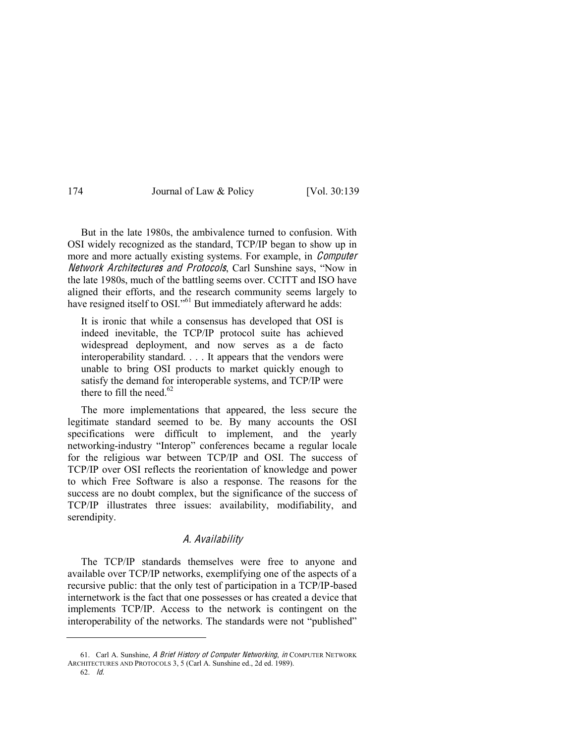But in the late 1980s, the ambivalence turned to confusion. With OSI widely recognized as the standard, TCP/IP began to show up in more and more actually existing systems. For example, in *Computer Network Architectures and Protocols*, Carl Sunshine says, "Now in the late 1980s, much of the battling seems over. CCITT and ISO have aligned their efforts, and the research community seems largely to have resigned itself to OSI."[61] But immediately afterward he adds:

> It is ironic that while a consensus has developed that OSI is indeed inevitable, the TCP/IP protocol suite has achieved widespread deployment, and now serves as a de facto interoperability standard. . . . It appears that the vendors were unable to bring OSI products to market quickly enough to satisfy the demand for interoperable systems, and TCP/IP were there to fill the need.[62]

The more implementations that appeared, the less secure the legitimate standard seemed to be. By many accounts the OSI specifications were difficult to implement, and the yearly networking-industry "Interop" conferences became a regular locale for the religious war between TCP/IP and OSI. The success of TCP/IP over OSI reflects the reorientation of knowledge and power to which Free Software is also a response. The reasons for the success are no doubt complex, but the significance of the success of TCP/IP illustrates three issues: availability, modifiability, and serendipity.

### *A. Availability*

The TCP/IP standards themselves were free to anyone and available over TCP/IP networks, exemplifying one of the aspects of a recursive public: that the only test of participation in a TCP/IP-based internetwork is the fact that one possesses or has created a device that implements TCP/IP. Access to the network is contingent on the interoperability of the networks. The standards were not "published"

---

61. Carl A. Sunshine, *A Brief History of Computer Networking*, *in* COMPUTER NETWORK ARCHITECTURES AND PROTOCOLS 3, 5 (Carl A. Sunshine ed., 2d ed. 1989).

62. *Id.*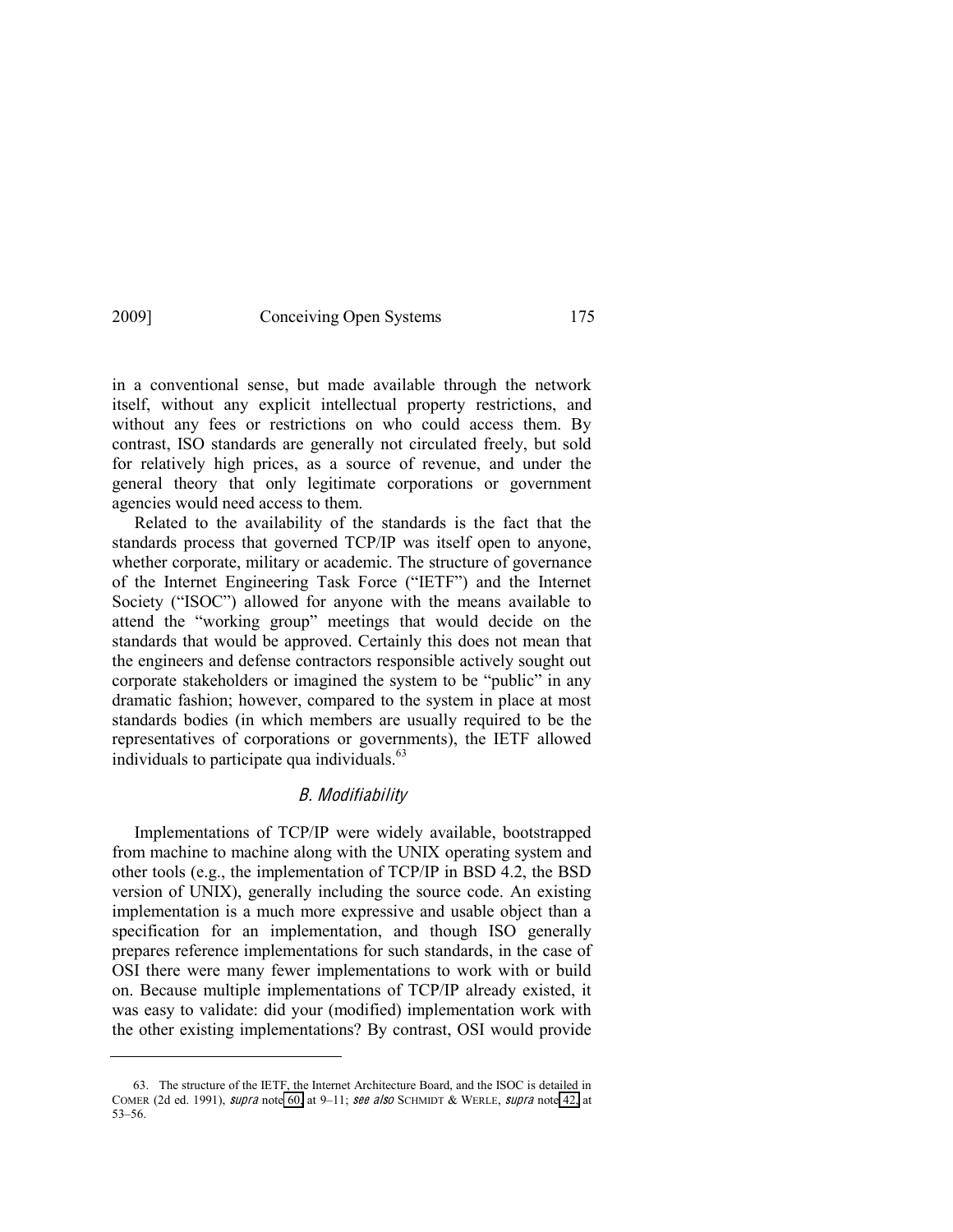in a conventional sense, but made available through the network itself, without any explicit intellectual property restrictions, and without any fees or restrictions on who could access them. By contrast, ISO standards are generally not circulated freely, but sold for relatively high prices, as a source of revenue, and under the general theory that only legitimate corporations or government agencies would need access to them.

Related to the availability of the standards is the fact that the standards process that governed TCP/IP was itself open to anyone, whether corporate, military or academic. The structure of governance of the Internet Engineering Task Force ("IETF") and the Internet Society ("ISOC") allowed for anyone with the means available to attend the "working group" meetings that would decide on the standards that would be approved. Certainly this does not mean that the engineers and defense contractors responsible actively sought out corporate stakeholders or imagined the system to be "public" in any dramatic fashion; however, compared to the system in place at most standards bodies (in which members are usually required to be the representatives of corporations or governments), the IETF allowed individuals to participate qua individuals.[63]

### *B. Modifiability*

Implementations of TCP/IP were widely available, bootstrapped from machine to machine along with the UNIX operating system and other tools (e.g., the implementation of TCP/IP in BSD 4.2, the BSD version of UNIX), generally including the source code. An existing implementation is a much more expressive and usable object than a specification for an implementation, and though ISO generally prepares reference implementations for such standards, in the case of OSI there were many fewer implementations to work with or build on. Because multiple implementations of TCP/IP already existed, it was easy to validate: did your (modified) implementation work with the other existing implementations? By contrast, OSI would provide

---

63. The structure of the IETF, the Internet Architecture Board, and the ISOC is detailed in COMER (2d ed. 1991), *supra* note 60, at 9–11; *see also* SCHMIDT & WERLE, *supra* note 42, at 53–56.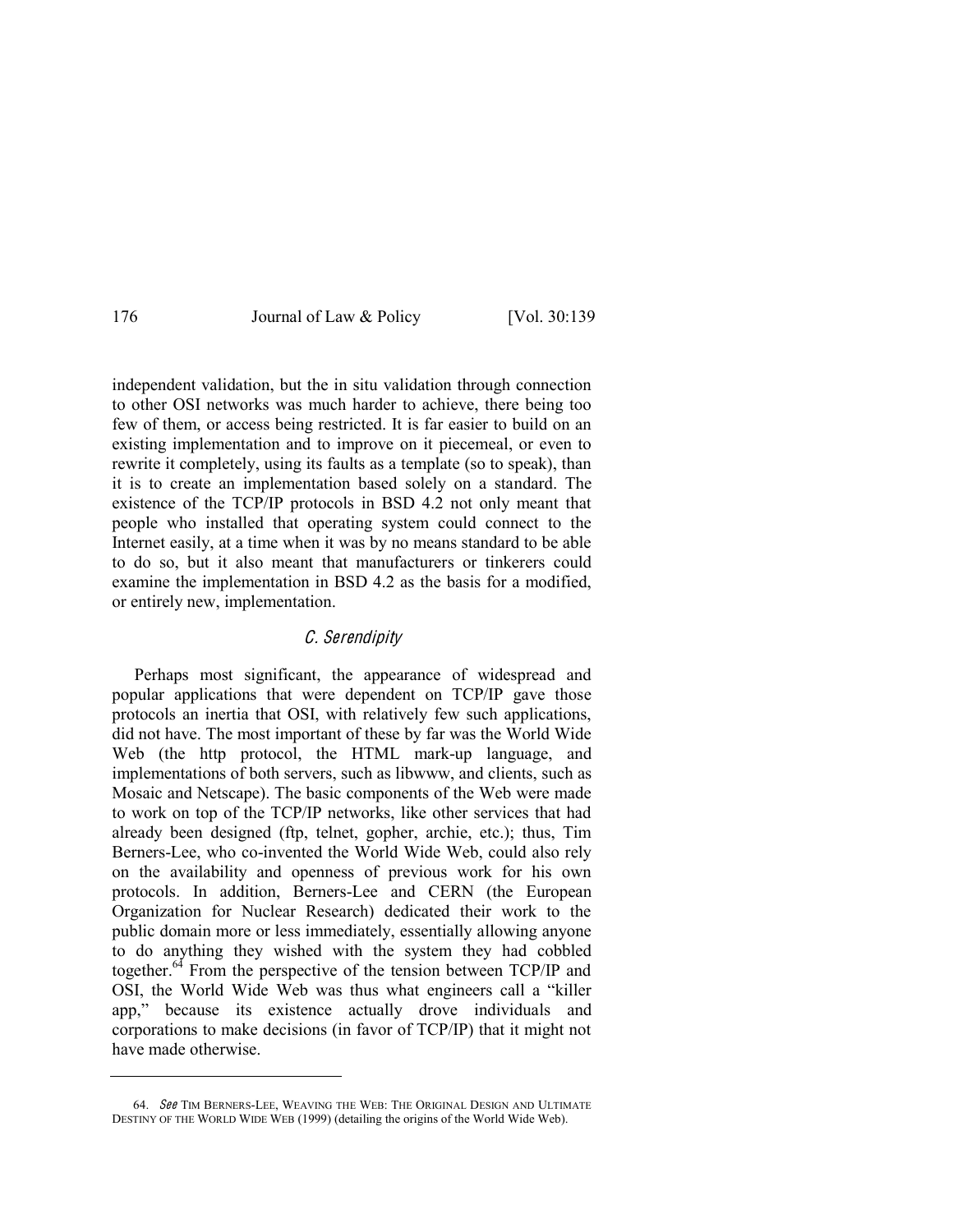independent validation, but the in situ validation through connection to other OSI networks was much harder to achieve, there being too few of them, or access being restricted. It is far easier to build on an existing implementation and to improve on it piecemeal, or even to rewrite it completely, using its faults as a template (so to speak), than it is to create an implementation based solely on a standard. The existence of the TCP/IP protocols in BSD 4.2 not only meant that people who installed that operating system could connect to the Internet easily, at a time when it was by no means standard to be able to do so, but it also meant that manufacturers or tinkerers could examine the implementation in BSD 4.2 as the basis for a modified, or entirely new, implementation.

### *C. Serendipity*

Perhaps most significant, the appearance of widespread and popular applications that were dependent on TCP/IP gave those protocols an inertia that OSI, with relatively few such applications, did not have. The most important of these by far was the World Wide Web (the http protocol, the HTML mark-up language, and implementations of both servers, such as libwww, and clients, such as Mosaic and Netscape). The basic components of the Web were made to work on top of the TCP/IP networks, like other services that had already been designed (ftp, telnet, gopher, archie, etc.); thus, Tim Berners-Lee, who co-invented the World Wide Web, could also rely on the availability and openness of previous work for his own protocols. In addition, Berners-Lee and CERN (the European Organization for Nuclear Research) dedicated their work to the public domain more or less immediately, essentially allowing anyone to do anything they wished with the system they had cobbled together.[64] From the perspective of the tension between TCP/IP and OSI, the World Wide Web was thus what engineers call a "killer app," because its existence actually drove individuals and corporations to make decisions (in favor of TCP/IP) that it might not have made otherwise.

---

64. *See* TIM BERNERS-LEE, WEAVING THE WEB: THE ORIGINAL DESIGN AND ULTIMATE DESTINY OF THE WORLD WIDE WEB (1999) (detailing the origins of the World Wide Web).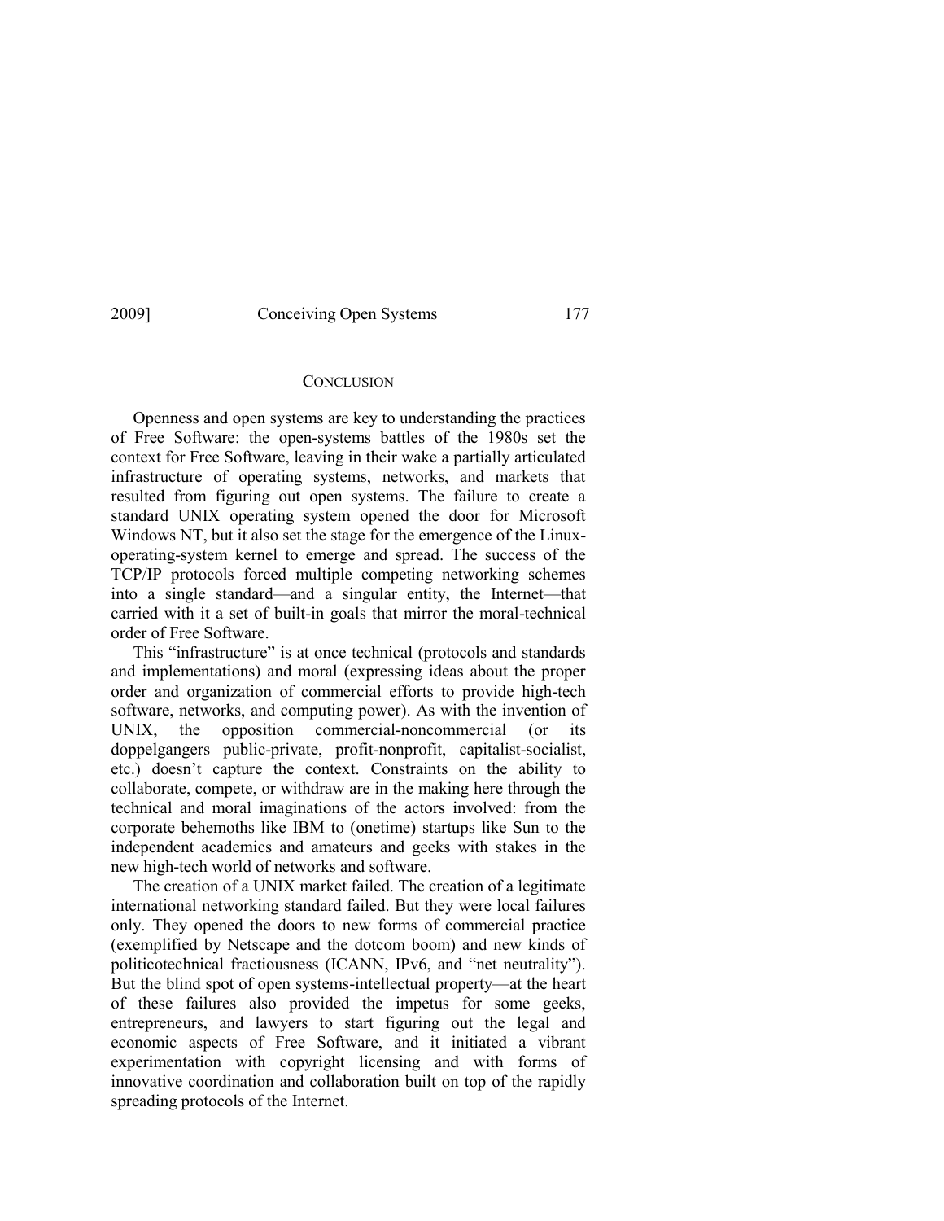## CONCLUSION

Openness and open systems are key to understanding the practices of Free Software: the open-systems battles of the 1980s set the context for Free Software, leaving in their wake a partially articulated infrastructure of operating systems, networks, and markets that resulted from figuring out open systems. The failure to create a standard UNIX operating system opened the door for Microsoft Windows NT, but it also set the stage for the emergence of the Linux-operating-system kernel to emerge and spread. The success of the TCP/IP protocols forced multiple competing networking schemes into a single standard—and a singular entity, the Internet—that carried with it a set of built-in goals that mirror the moral-technical order of Free Software.

This "infrastructure" is at once technical (protocols and standards and implementations) and moral (expressing ideas about the proper order and organization of commercial efforts to provide high-tech software, networks, and computing power). As with the invention of UNIX, the opposition commercial-noncommercial (or its doppelgangers public-private, profit-nonprofit, capitalist-socialist, etc.) doesn't capture the context. Constraints on the ability to collaborate, compete, or withdraw are in the making here through the technical and moral imaginations of the actors involved: from the corporate behemoths like IBM to (onetime) startups like Sun to the independent academics and amateurs and geeks with stakes in the new high-tech world of networks and software.

The creation of a UNIX market failed. The creation of a legitimate international networking standard failed. But they were local failures only. They opened the doors to new forms of commercial practice (exemplified by Netscape and the dotcom boom) and new kinds of politicotechnical fractiousness (ICANN, IPv6, and "net neutrality"). But the blind spot of open systems-intellectual property—at the heart of these failures also provided the impetus for some geeks, entrepreneurs, and lawyers to start figuring out the legal and economic aspects of Free Software, and it initiated a vibrant experimentation with copyright licensing and with forms of innovative coordination and collaboration built on top of the rapidly spreading protocols of the Internet.